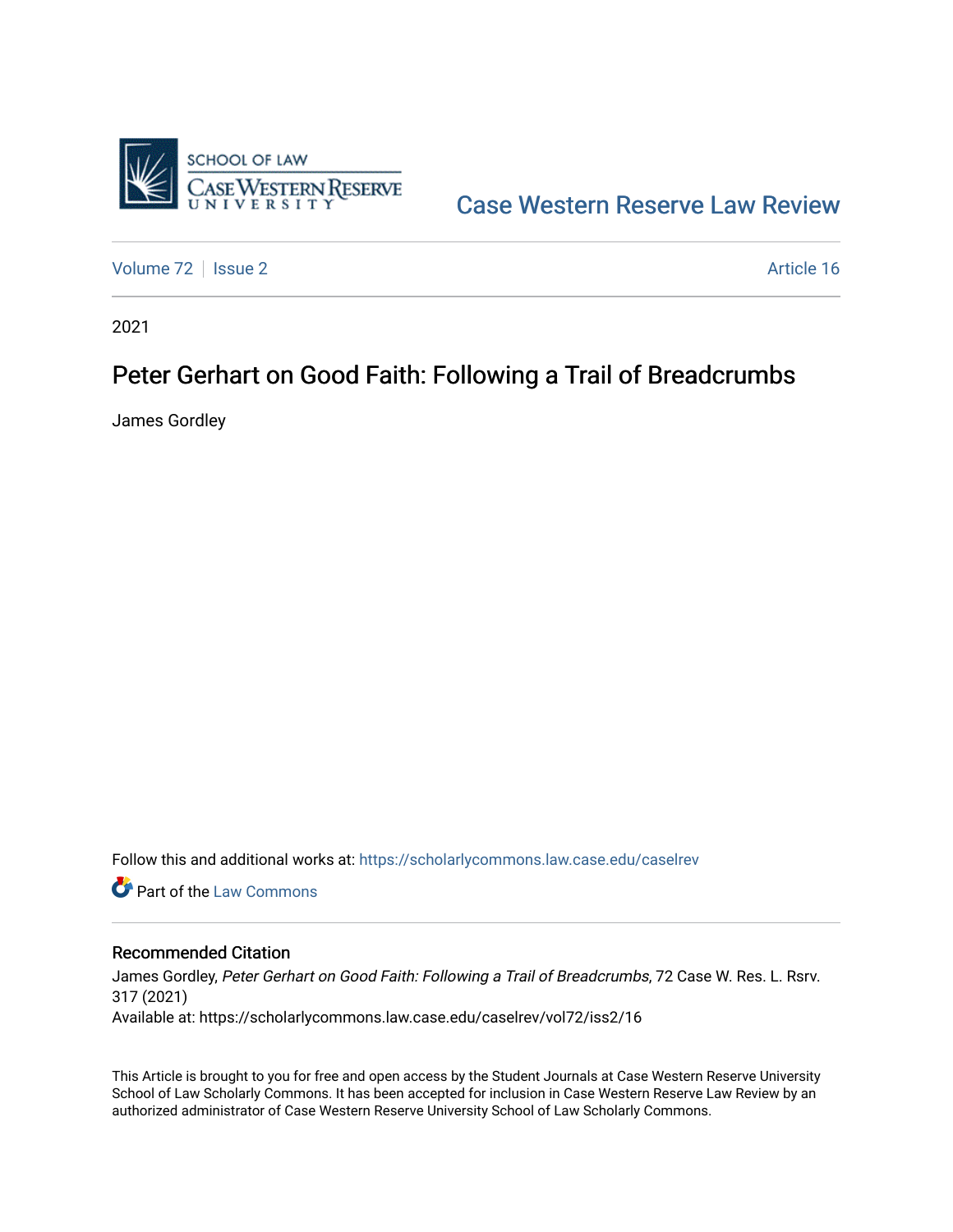SCHOOL OF LAW
CASE WESTERN RESERVE
UNIVERSITY

Case Western Reserve Law Review

Volume 72 | Issue 2 — Article 16

2021

# Peter Gerhart on Good Faith: Following a Trail of Breadcrumbs

James Gordley

Follow this and additional works at: https://scholarlycommons.law.case.edu/caselrev

Part of the Law Commons

## Recommended Citation

James Gordley, *Peter Gerhart on Good Faith: Following a Trail of Breadcrumbs*, 72 Case W. Res. L. Rsrv. 317 (2021)
Available at: https://scholarlycommons.law.case.edu/caselrev/vol72/iss2/16

This Article is brought to you for free and open access by the Student Journals at Case Western Reserve University School of Law Scholarly Commons. It has been accepted for inclusion in Case Western Reserve Law Review by an authorized administrator of Case Western Reserve University School of Law Scholarly Commons.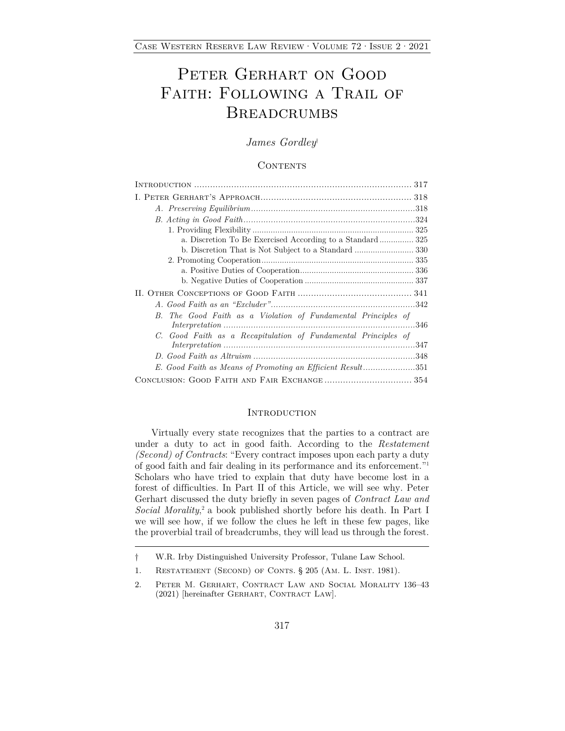# Peter Gerhart on Good Faith: Following a Trail of Breadcrumbs

*James Gordley*†

## Contents

Introduction .................................................................................. 317
I. Peter Gerhart's Approach........................................................ 318
- *A. Preserving Equilibrium*..................................................................318
- *B. Acting in Good Faith*.....................................................................324
  - 1. Providing Flexibility ....................................................................... 325
    - a. Discretion To Be Exercised According to a Standard ............... 325
    - b. Discretion That is Not Subject to a Standard .......................... 330
  - 2. Promoting Cooperation................................................................... 335
    - a. Positive Duties of Cooperation.................................................. 336
    - b. Negative Duties of Cooperation ................................................ 337

II. Other Conceptions of Good Faith ........................................... 341
- *A. Good Faith as an "Excluder"*..........................................................342
- *B. The Good Faith as a Violation of Fundamental Principles of Interpretation* .............................................................................346
- *C. Good Faith as a Recapitulation of Fundamental Principles of Interpretation* .............................................................................347
- *D. Good Faith as Altruism* .................................................................348
- *E. Good Faith as Means of Promoting an Efficient Result*.....................351

Conclusion: Good Faith and Fair Exchange ................................. 354

## Introduction

Virtually every state recognizes that the parties to a contract are under a duty to act in good faith. According to the *Restatement (Second) of Contracts*: "Every contract imposes upon each party a duty of good faith and fair dealing in its performance and its enforcement."[1] Scholars who have tried to explain that duty have become lost in a forest of difficulties. In Part II of this Article, we will see why. Peter Gerhart discussed the duty briefly in seven pages of *Contract Law and Social Morality*,[2] a book published shortly before his death. In Part I we will see how, if we follow the clues he left in these few pages, like the proverbial trail of breadcrumbs, they will lead us through the forest.

---

† W.R. Irby Distinguished University Professor, Tulane Law School.

1. Restatement (Second) of Conts. § 205 (Am. L. Inst. 1981).

2. Peter M. Gerhart, Contract Law and Social Morality 136–43 (2021) [hereinafter Gerhart, Contract Law].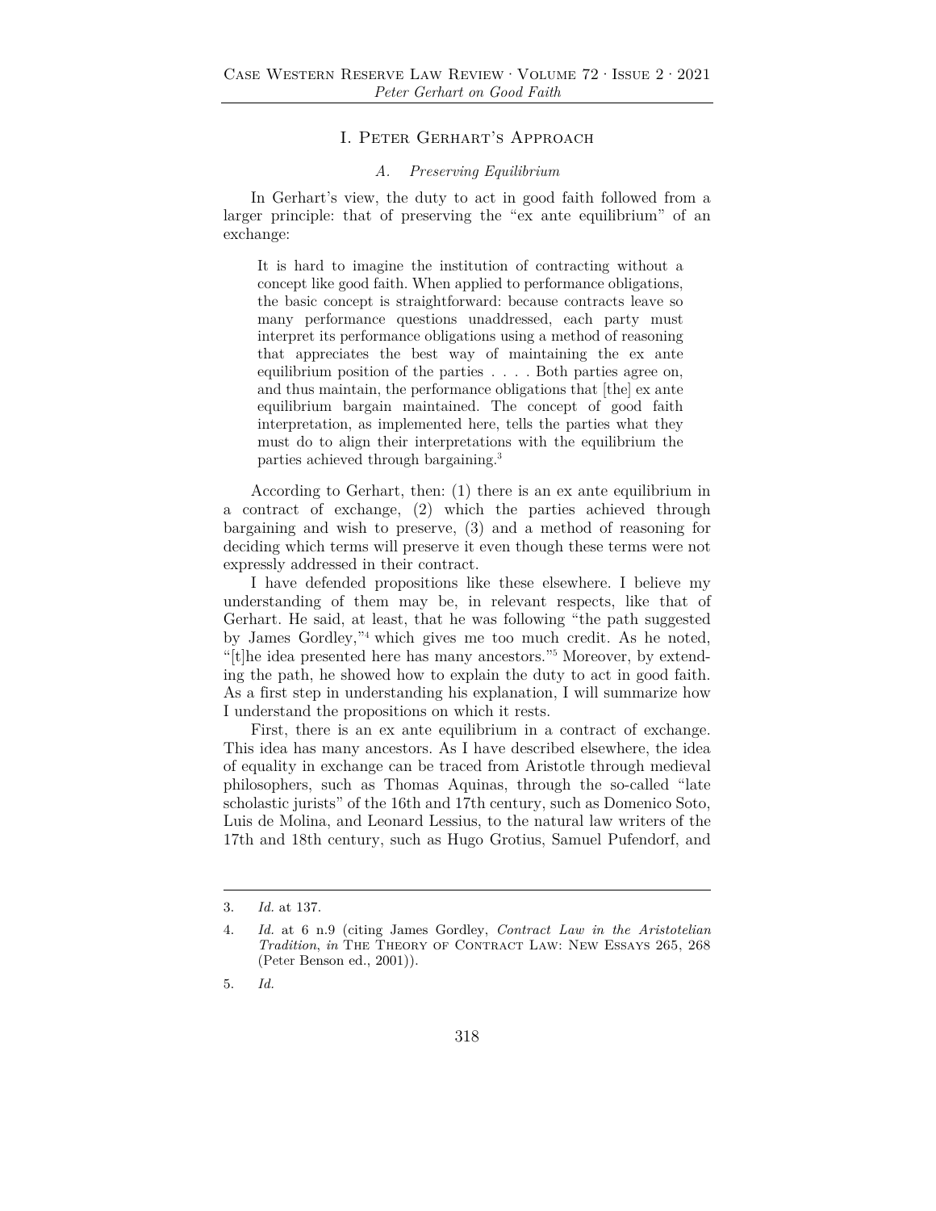## I. Peter Gerhart's Approach

### *A. Preserving Equilibrium*

In Gerhart's view, the duty to act in good faith followed from a larger principle: that of preserving the "ex ante equilibrium" of an exchange:

> It is hard to imagine the institution of contracting without a concept like good faith. When applied to performance obligations, the basic concept is straightforward: because contracts leave so many performance questions unaddressed, each party must interpret its performance obligations using a method of reasoning that appreciates the best way of maintaining the ex ante equilibrium position of the parties . . . . Both parties agree on, and thus maintain, the performance obligations that [the] ex ante equilibrium bargain maintained. The concept of good faith interpretation, as implemented here, tells the parties what they must do to align their interpretations with the equilibrium the parties achieved through bargaining.[3]

According to Gerhart, then: (1) there is an ex ante equilibrium in a contract of exchange, (2) which the parties achieved through bargaining and wish to preserve, (3) and a method of reasoning for deciding which terms will preserve it even though these terms were not expressly addressed in their contract.

I have defended propositions like these elsewhere. I believe my understanding of them may be, in relevant respects, like that of Gerhart. He said, at least, that he was following "the path suggested by James Gordley,"[4] which gives me too much credit. As he noted, "[t]he idea presented here has many ancestors."[5] Moreover, by extending the path, he showed how to explain the duty to act in good faith. As a first step in understanding his explanation, I will summarize how I understand the propositions on which it rests.

First, there is an ex ante equilibrium in a contract of exchange. This idea has many ancestors. As I have described elsewhere, the idea of equality in exchange can be traced from Aristotle through medieval philosophers, such as Thomas Aquinas, through the so-called "late scholastic jurists" of the 16th and 17th century, such as Domenico Soto, Luis de Molina, and Leonard Lessius, to the natural law writers of the 17th and 18th century, such as Hugo Grotius, Samuel Pufendorf, and

---

3. *Id.* at 137.

4. *Id.* at 6 n.9 (citing James Gordley, *Contract Law in the Aristotelian Tradition*, *in* The Theory of Contract Law: New Essays 265, 268 (Peter Benson ed., 2001)).

5. *Id.*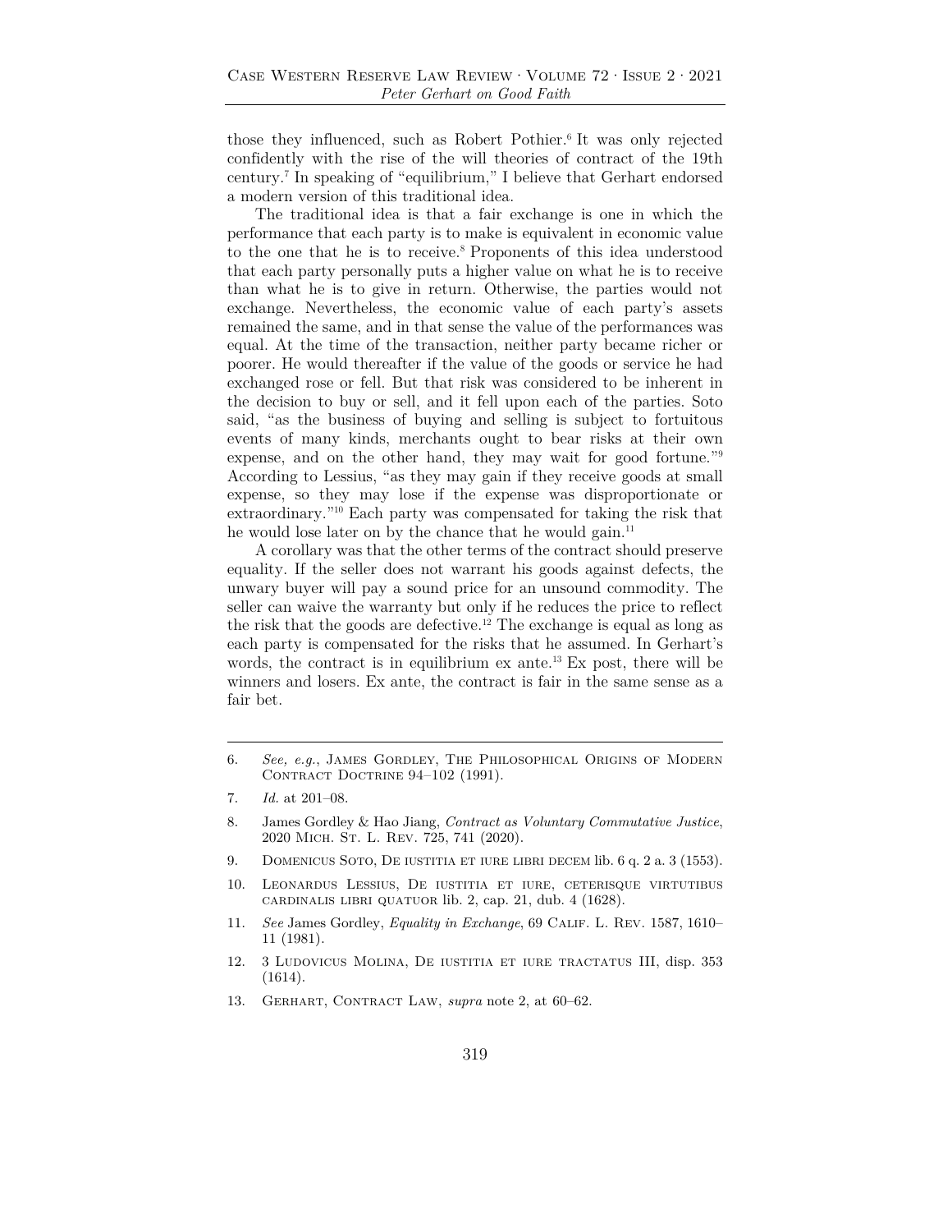those they influenced, such as Robert Pothier.[6] It was only rejected confidently with the rise of the will theories of contract of the 19th century.[7] In speaking of "equilibrium," I believe that Gerhart endorsed a modern version of this traditional idea.

The traditional idea is that a fair exchange is one in which the performance that each party is to make is equivalent in economic value to the one that he is to receive.[8] Proponents of this idea understood that each party personally puts a higher value on what he is to receive than what he is to give in return. Otherwise, the parties would not exchange. Nevertheless, the economic value of each party's assets remained the same, and in that sense the value of the performances was equal. At the time of the transaction, neither party became richer or poorer. He would thereafter if the value of the goods or service he had exchanged rose or fell. But that risk was considered to be inherent in the decision to buy or sell, and it fell upon each of the parties. Soto said, "as the business of buying and selling is subject to fortuitous events of many kinds, merchants ought to bear risks at their own expense, and on the other hand, they may wait for good fortune."[9] According to Lessius, "as they may gain if they receive goods at small expense, so they may lose if the expense was disproportionate or extraordinary."[10] Each party was compensated for taking the risk that he would lose later on by the chance that he would gain.[11]

A corollary was that the other terms of the contract should preserve equality. If the seller does not warrant his goods against defects, the unwary buyer will pay a sound price for an unsound commodity. The seller can waive the warranty but only if he reduces the price to reflect the risk that the goods are defective.[12] The exchange is equal as long as each party is compensated for the risks that he assumed. In Gerhart's words, the contract is in equilibrium ex ante.[13] Ex post, there will be winners and losers. Ex ante, the contract is fair in the same sense as a fair bet.

---

6. *See, e.g.*, James Gordley, The Philosophical Origins of Modern Contract Doctrine 94–102 (1991).

7. *Id.* at 201–08.

8. James Gordley & Hao Jiang, *Contract as Voluntary Commutative Justice*, 2020 Mich. St. L. Rev. 725, 741 (2020).

9. Domenicus Soto, De iustitia et iure libri decem lib. 6 q. 2 a. 3 (1553).

10. Leonardus Lessius, De iustitia et iure, ceterisque virtutibus cardinalis libri quatuor lib. 2, cap. 21, dub. 4 (1628).

11. *See* James Gordley, *Equality in Exchange*, 69 Calif. L. Rev. 1587, 1610–11 (1981).

12. 3 Ludovicus Molina, De iustitia et iure tractatus III, disp. 353 (1614).

13. Gerhart, Contract Law, *supra* note 2, at 60–62.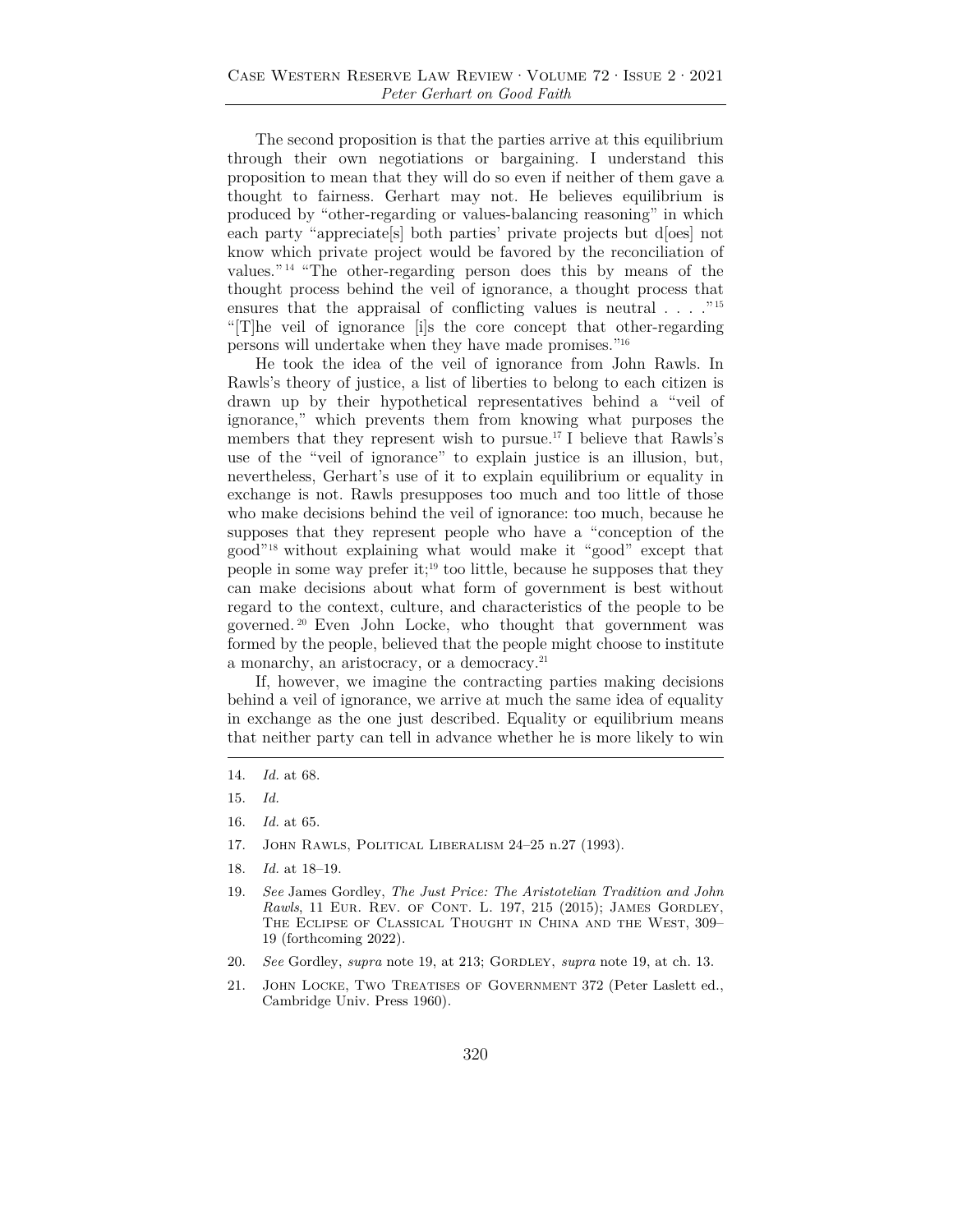The second proposition is that the parties arrive at this equilibrium through their own negotiations or bargaining. I understand this proposition to mean that they will do so even if neither of them gave a thought to fairness. Gerhart may not. He believes equilibrium is produced by "other-regarding or values-balancing reasoning" in which each party "appreciate[s] both parties' private projects but d[oes] not know which private project would be favored by the reconciliation of values."[14] "The other-regarding person does this by means of the thought process behind the veil of ignorance, a thought process that ensures that the appraisal of conflicting values is neutral . . . ."[15] "[T]he veil of ignorance [i]s the core concept that other-regarding persons will undertake when they have made promises."[16]

He took the idea of the veil of ignorance from John Rawls. In Rawls's theory of justice, a list of liberties to belong to each citizen is drawn up by their hypothetical representatives behind a "veil of ignorance," which prevents them from knowing what purposes the members that they represent wish to pursue.[17] I believe that Rawls's use of the "veil of ignorance" to explain justice is an illusion, but, nevertheless, Gerhart's use of it to explain equilibrium or equality in exchange is not. Rawls presupposes too much and too little of those who make decisions behind the veil of ignorance: too much, because he supposes that they represent people who have a "conception of the good"[18] without explaining what would make it "good" except that people in some way prefer it;[19] too little, because he supposes that they can make decisions about what form of government is best without regard to the context, culture, and characteristics of the people to be governed.[20] Even John Locke, who thought that government was formed by the people, believed that the people might choose to institute a monarchy, an aristocracy, or a democracy.[21]

If, however, we imagine the contracting parties making decisions behind a veil of ignorance, we arrive at much the same idea of equality in exchange as the one just described. Equality or equilibrium means that neither party can tell in advance whether he is more likely to win

---

14. *Id.* at 68.

15. *Id.*

16. *Id.* at 65.

17. John Rawls, Political Liberalism 24–25 n.27 (1993).

18. *Id.* at 18–19.

19. *See* James Gordley, *The Just Price: The Aristotelian Tradition and John Rawls*, 11 Eur. Rev. of Cont. L. 197, 215 (2015); James Gordley, The Eclipse of Classical Thought in China and the West, 309–19 (forthcoming 2022).

20. *See* Gordley, *supra* note 19, at 213; Gordley, *supra* note 19, at ch. 13.

21. John Locke, Two Treatises of Government 372 (Peter Laslett ed., Cambridge Univ. Press 1960).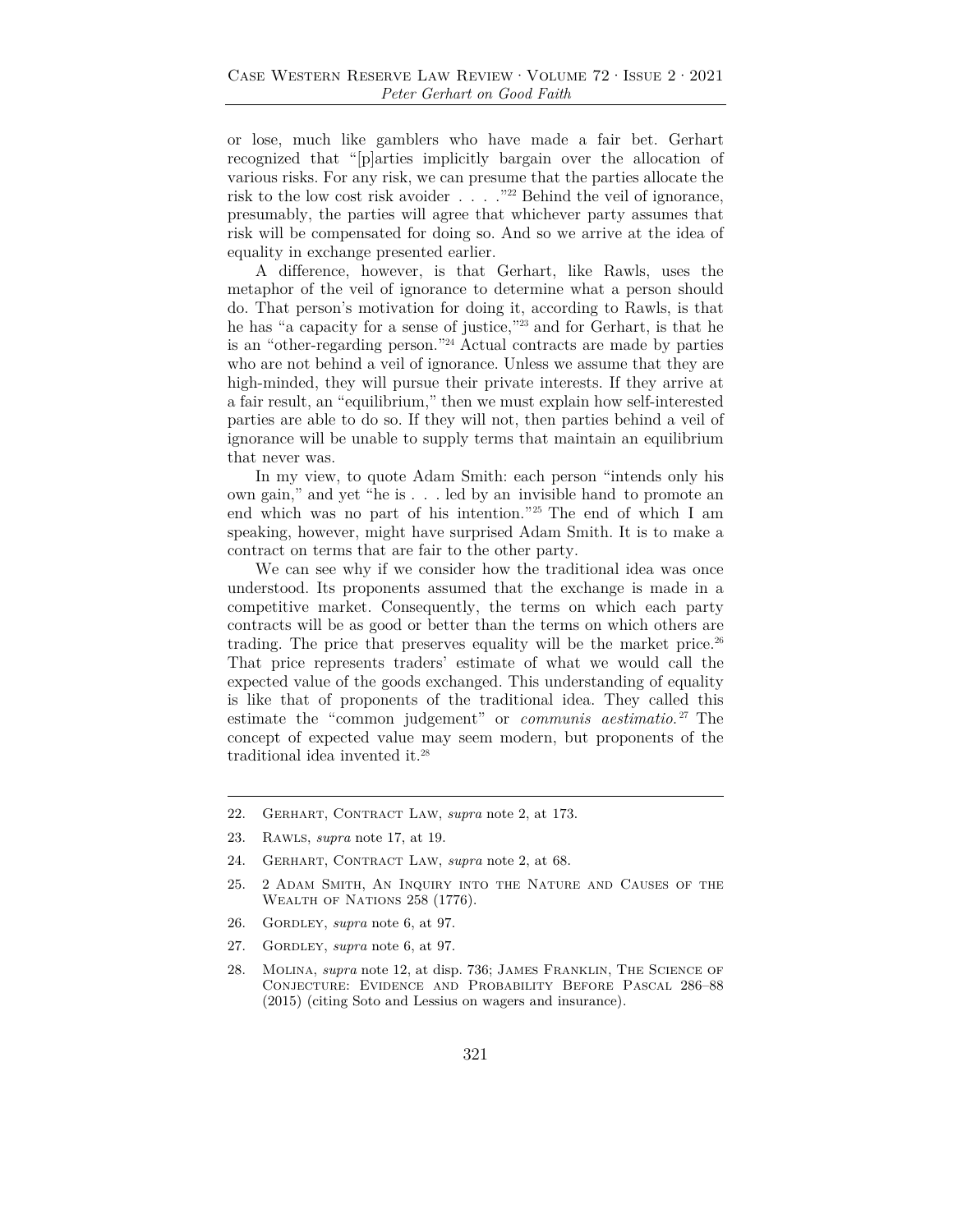or lose, much like gamblers who have made a fair bet. Gerhart recognized that "[p]arties implicitly bargain over the allocation of various risks. For any risk, we can presume that the parties allocate the risk to the low cost risk avoider . . . ."[22] Behind the veil of ignorance, presumably, the parties will agree that whichever party assumes that risk will be compensated for doing so. And so we arrive at the idea of equality in exchange presented earlier.

A difference, however, is that Gerhart, like Rawls, uses the metaphor of the veil of ignorance to determine what a person should do. That person's motivation for doing it, according to Rawls, is that he has "a capacity for a sense of justice,"[23] and for Gerhart, is that he is an "other-regarding person."[24] Actual contracts are made by parties who are not behind a veil of ignorance. Unless we assume that they are high-minded, they will pursue their private interests. If they arrive at a fair result, an "equilibrium," then we must explain how self-interested parties are able to do so. If they will not, then parties behind a veil of ignorance will be unable to supply terms that maintain an equilibrium that never was.

In my view, to quote Adam Smith: each person "intends only his own gain," and yet "he is . . . led by an invisible hand to promote an end which was no part of his intention."[25] The end of which I am speaking, however, might have surprised Adam Smith. It is to make a contract on terms that are fair to the other party.

We can see why if we consider how the traditional idea was once understood. Its proponents assumed that the exchange is made in a competitive market. Consequently, the terms on which each party contracts will be as good or better than the terms on which others are trading. The price that preserves equality will be the market price.[26] That price represents traders' estimate of what we would call the expected value of the goods exchanged. This understanding of equality is like that of proponents of the traditional idea. They called this estimate the "common judgement" or *communis aestimatio.*[27] The concept of expected value may seem modern, but proponents of the traditional idea invented it.[28]

---

22. Gerhart, Contract Law, *supra* note 2, at 173.

23. Rawls, *supra* note 17, at 19.

24. Gerhart, Contract Law, *supra* note 2, at 68.

25. 2 Adam Smith, An Inquiry into the Nature and Causes of the Wealth of Nations 258 (1776).

26. Gordley, *supra* note 6, at 97.

27. Gordley, *supra* note 6, at 97.

28. Molina, *supra* note 12, at disp. 736; James Franklin, The Science of Conjecture: Evidence and Probability Before Pascal 286–88 (2015) (citing Soto and Lessius on wagers and insurance).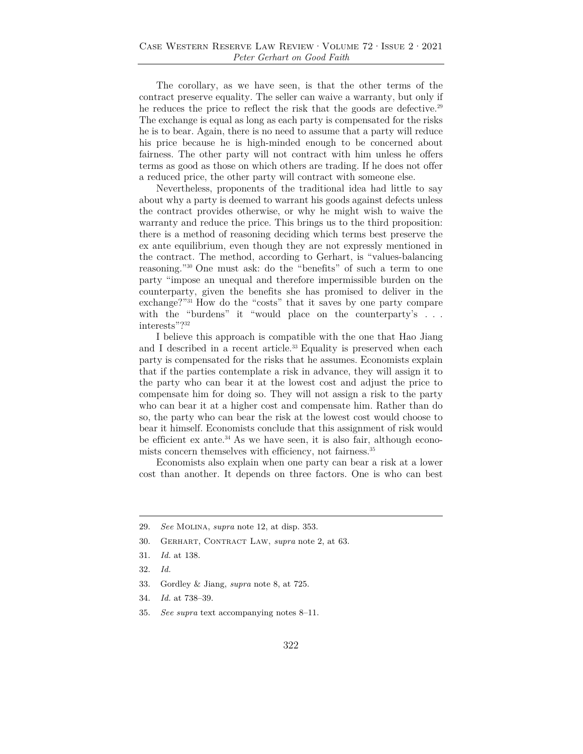The corollary, as we have seen, is that the other terms of the contract preserve equality. The seller can waive a warranty, but only if he reduces the price to reflect the risk that the goods are defective.[29] The exchange is equal as long as each party is compensated for the risks he is to bear. Again, there is no need to assume that a party will reduce his price because he is high-minded enough to be concerned about fairness. The other party will not contract with him unless he offers terms as good as those on which others are trading. If he does not offer a reduced price, the other party will contract with someone else.

Nevertheless, proponents of the traditional idea had little to say about why a party is deemed to warrant his goods against defects unless the contract provides otherwise, or why he might wish to waive the warranty and reduce the price. This brings us to the third proposition: there is a method of reasoning deciding which terms best preserve the ex ante equilibrium, even though they are not expressly mentioned in the contract. The method, according to Gerhart, is "values-balancing reasoning."[30] One must ask: do the "benefits" of such a term to one party "impose an unequal and therefore impermissible burden on the counterparty, given the benefits she has promised to deliver in the exchange?"[31] How do the "costs" that it saves by one party compare with the "burdens" it "would place on the counterparty's . . . interests"?[32]

I believe this approach is compatible with the one that Hao Jiang and I described in a recent article.[33] Equality is preserved when each party is compensated for the risks that he assumes. Economists explain that if the parties contemplate a risk in advance, they will assign it to the party who can bear it at the lowest cost and adjust the price to compensate him for doing so. They will not assign a risk to the party who can bear it at a higher cost and compensate him. Rather than do so, the party who can bear the risk at the lowest cost would choose to bear it himself. Economists conclude that this assignment of risk would be efficient ex ante.[34] As we have seen, it is also fair, although economists concern themselves with efficiency, not fairness.[35]

Economists also explain when one party can bear a risk at a lower cost than another. It depends on three factors. One is who can best

---

29. *See* Molina, *supra* note 12, at disp. 353.

30. Gerhart, Contract Law, *supra* note 2, at 63.

31. *Id.* at 138.

32. *Id.*

33. Gordley & Jiang, *supra* note 8, at 725.

34. *Id.* at 738–39.

35. *See supra* text accompanying notes 8–11.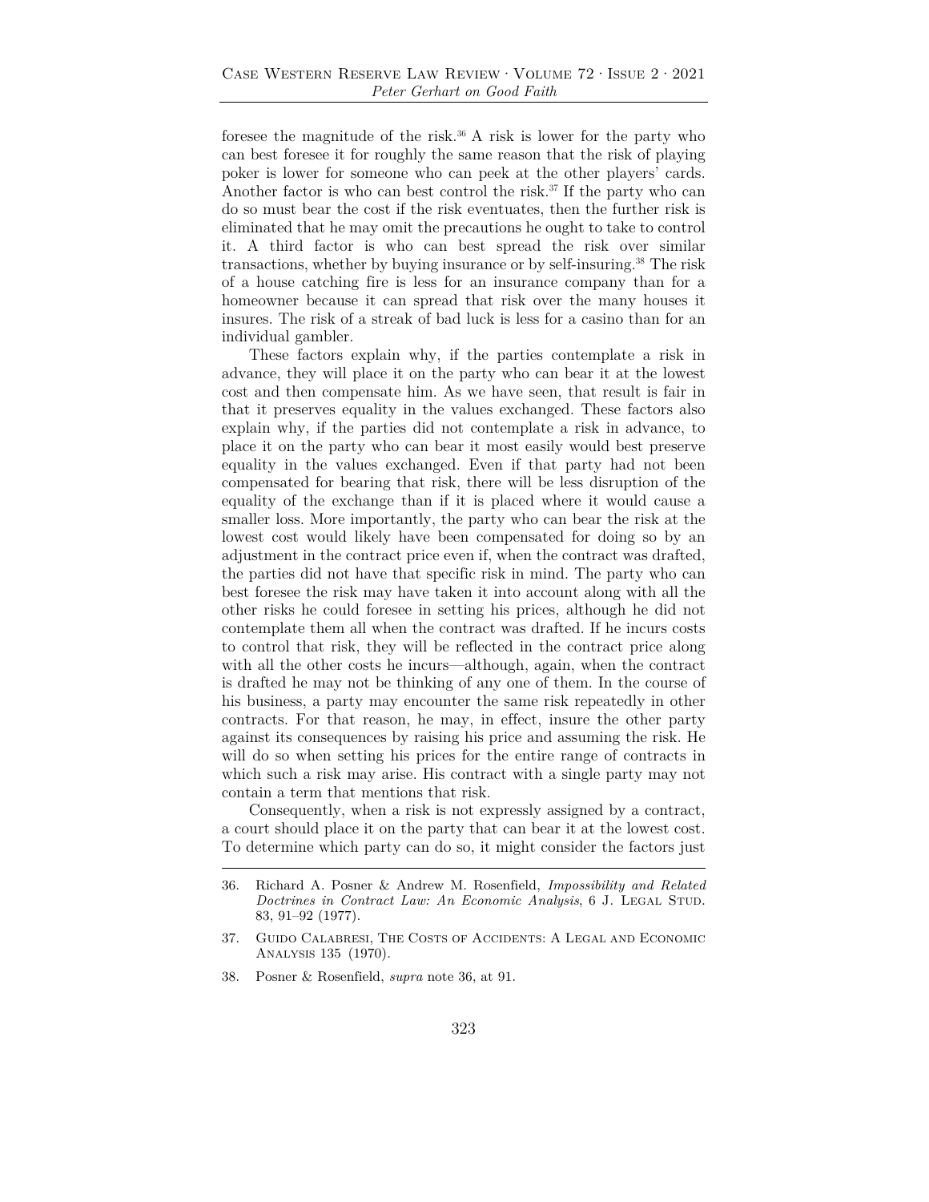foresee the magnitude of the risk.[36] A risk is lower for the party who can best foresee it for roughly the same reason that the risk of playing poker is lower for someone who can peek at the other players' cards. Another factor is who can best control the risk.[37] If the party who can do so must bear the cost if the risk eventuates, then the further risk is eliminated that he may omit the precautions he ought to take to control it. A third factor is who can best spread the risk over similar transactions, whether by buying insurance or by self-insuring.[38] The risk of a house catching fire is less for an insurance company than for a homeowner because it can spread that risk over the many houses it insures. The risk of a streak of bad luck is less for a casino than for an individual gambler.

These factors explain why, if the parties contemplate a risk in advance, they will place it on the party who can bear it at the lowest cost and then compensate him. As we have seen, that result is fair in that it preserves equality in the values exchanged. These factors also explain why, if the parties did not contemplate a risk in advance, to place it on the party who can bear it most easily would best preserve equality in the values exchanged. Even if that party had not been compensated for bearing that risk, there will be less disruption of the equality of the exchange than if it is placed where it would cause a smaller loss. More importantly, the party who can bear the risk at the lowest cost would likely have been compensated for doing so by an adjustment in the contract price even if, when the contract was drafted, the parties did not have that specific risk in mind. The party who can best foresee the risk may have taken it into account along with all the other risks he could foresee in setting his prices, although he did not contemplate them all when the contract was drafted. If he incurs costs to control that risk, they will be reflected in the contract price along with all the other costs he incurs—although, again, when the contract is drafted he may not be thinking of any one of them. In the course of his business, a party may encounter the same risk repeatedly in other contracts. For that reason, he may, in effect, insure the other party against its consequences by raising his price and assuming the risk. He will do so when setting his prices for the entire range of contracts in which such a risk may arise. His contract with a single party may not contain a term that mentions that risk.

Consequently, when a risk is not expressly assigned by a contract, a court should place it on the party that can bear it at the lowest cost. To determine which party can do so, it might consider the factors just

---

36. Richard A. Posner & Andrew M. Rosenfield, *Impossibility and Related Doctrines in Contract Law: An Economic Analysis*, 6 J. Legal Stud. 83, 91–92 (1977).

37. Guido Calabresi, The Costs of Accidents: A Legal and Economic Analysis 135 (1970).

38. Posner & Rosenfield, *supra* note 36, at 91.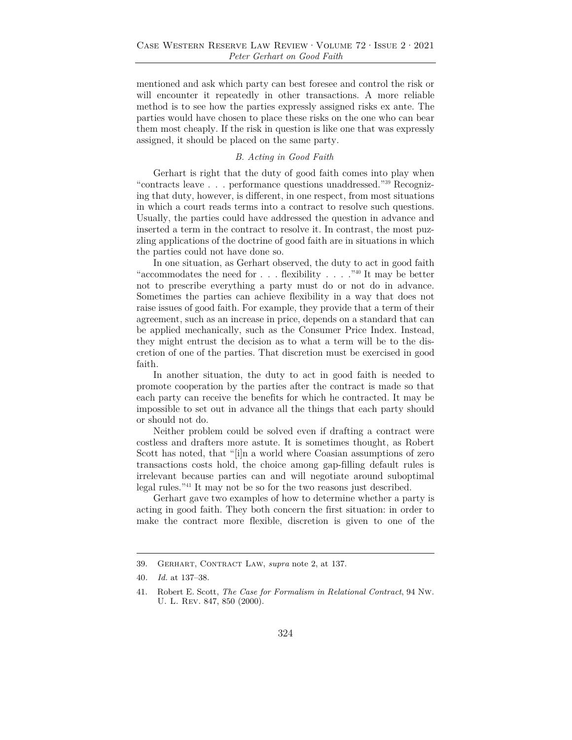mentioned and ask which party can best foresee and control the risk or will encounter it repeatedly in other transactions. A more reliable method is to see how the parties expressly assigned risks ex ante. The parties would have chosen to place these risks on the one who can bear them most cheaply. If the risk in question is like one that was expressly assigned, it should be placed on the same party.

### *B. Acting in Good Faith*

Gerhart is right that the duty of good faith comes into play when "contracts leave . . . performance questions unaddressed."[39] Recognizing that duty, however, is different, in one respect, from most situations in which a court reads terms into a contract to resolve such questions. Usually, the parties could have addressed the question in advance and inserted a term in the contract to resolve it. In contrast, the most puzzling applications of the doctrine of good faith are in situations in which the parties could not have done so.

In one situation, as Gerhart observed, the duty to act in good faith "accommodates the need for . . . flexibility . . . ."[40] It may be better not to prescribe everything a party must do or not do in advance. Sometimes the parties can achieve flexibility in a way that does not raise issues of good faith. For example, they provide that a term of their agreement, such as an increase in price, depends on a standard that can be applied mechanically, such as the Consumer Price Index. Instead, they might entrust the decision as to what a term will be to the discretion of one of the parties. That discretion must be exercised in good faith.

In another situation, the duty to act in good faith is needed to promote cooperation by the parties after the contract is made so that each party can receive the benefits for which he contracted. It may be impossible to set out in advance all the things that each party should or should not do.

Neither problem could be solved even if drafting a contract were costless and drafters more astute. It is sometimes thought, as Robert Scott has noted, that "[i]n a world where Coasian assumptions of zero transactions costs hold, the choice among gap-filling default rules is irrelevant because parties can and will negotiate around suboptimal legal rules."[41] It may not be so for the two reasons just described.

Gerhart gave two examples of how to determine whether a party is acting in good faith. They both concern the first situation: in order to make the contract more flexible, discretion is given to one of the

---

39. Gerhart, Contract Law, *supra* note 2, at 137.

40. *Id.* at 137–38.

41. Robert E. Scott, *The Case for Formalism in Relational Contract*, 94 Nw. U. L. Rev. 847, 850 (2000).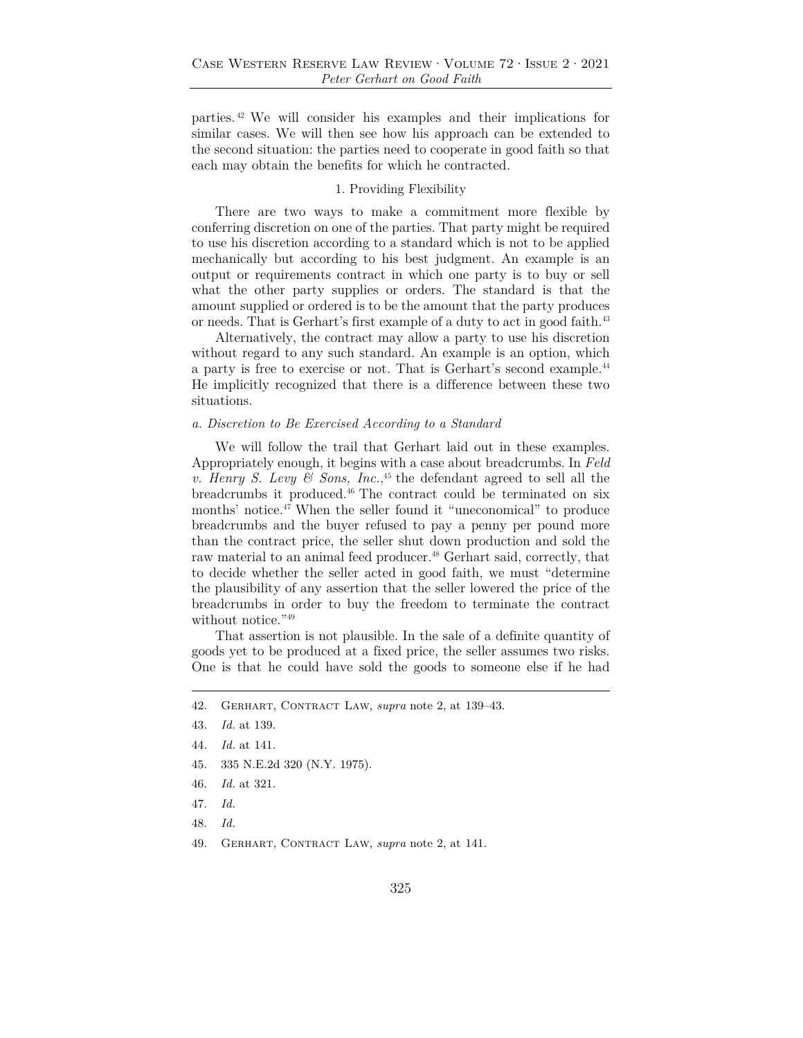parties.[42] We will consider his examples and their implications for similar cases. We will then see how his approach can be extended to the second situation: the parties need to cooperate in good faith so that each may obtain the benefits for which he contracted.

1. Providing Flexibility

There are two ways to make a commitment more flexible by conferring discretion on one of the parties. That party might be required to use his discretion according to a standard which is not to be applied mechanically but according to his best judgment. An example is an output or requirements contract in which one party is to buy or sell what the other party supplies or orders. The standard is that the amount supplied or ordered is to be the amount that the party produces or needs. That is Gerhart's first example of a duty to act in good faith.[43]

Alternatively, the contract may allow a party to use his discretion without regard to any such standard. An example is an option, which a party is free to exercise or not. That is Gerhart's second example.[44] He implicitly recognized that there is a difference between these two situations.

*a. Discretion to Be Exercised According to a Standard*

We will follow the trail that Gerhart laid out in these examples. Appropriately enough, it begins with a case about breadcrumbs. In *Feld v. Henry S. Levy & Sons, Inc.*,[45] the defendant agreed to sell all the breadcrumbs it produced.[46] The contract could be terminated on six months' notice.[47] When the seller found it "uneconomical" to produce breadcrumbs and the buyer refused to pay a penny per pound more than the contract price, the seller shut down production and sold the raw material to an animal feed producer.[48] Gerhart said, correctly, that to decide whether the seller acted in good faith, we must "determine the plausibility of any assertion that the seller lowered the price of the breadcrumbs in order to buy the freedom to terminate the contract without notice."[49]

That assertion is not plausible. In the sale of a definite quantity of goods yet to be produced at a fixed price, the seller assumes two risks. One is that he could have sold the goods to someone else if he had

42. Gerhart, Contract Law, *supra* note 2, at 139–43.

43. *Id.* at 139.

44. *Id.* at 141.

45. 335 N.E.2d 320 (N.Y. 1975).

46. *Id.* at 321.

47. *Id.*

48. *Id.*

49. Gerhart, Contract Law, *supra* note 2, at 141.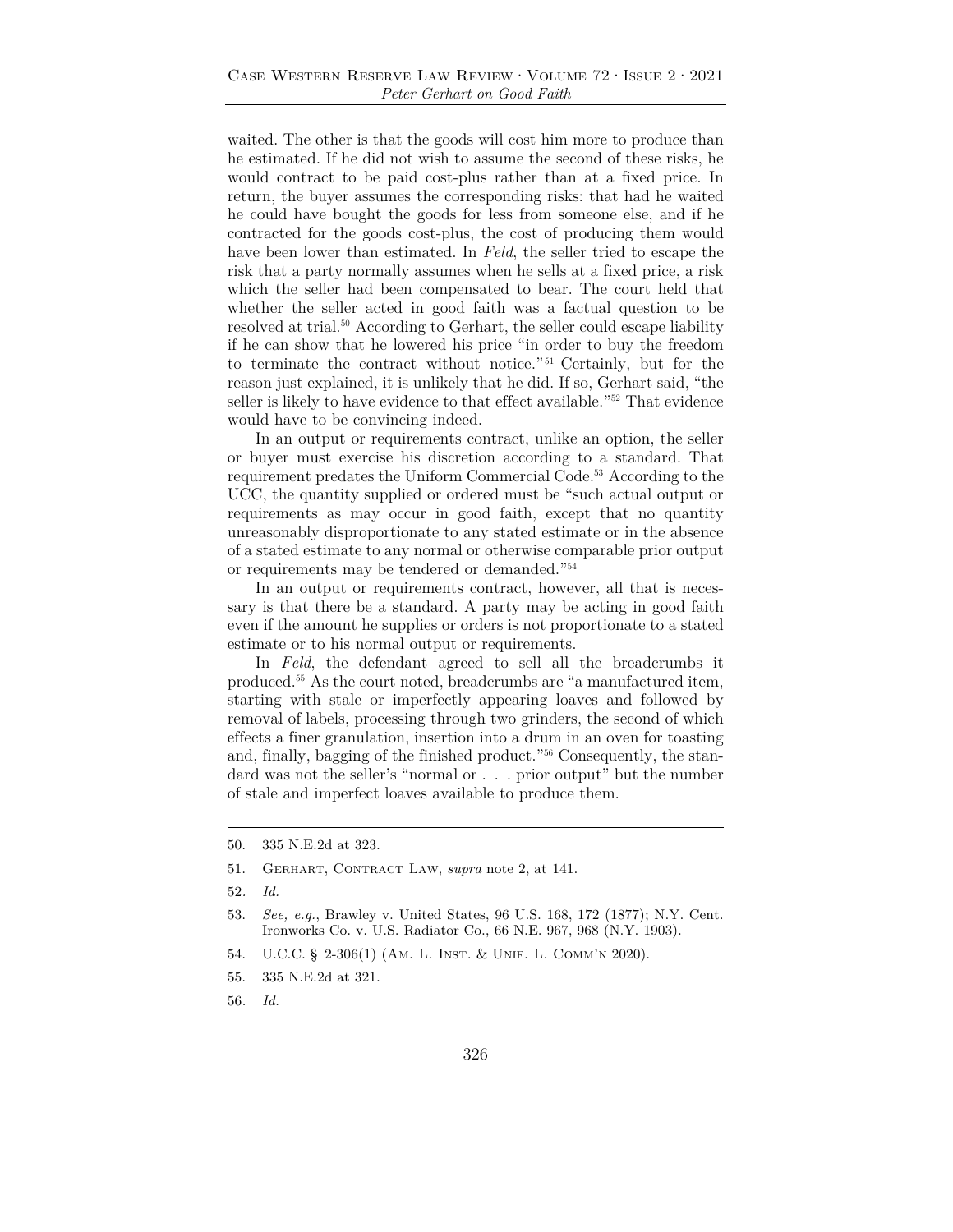waited. The other is that the goods will cost him more to produce than he estimated. If he did not wish to assume the second of these risks, he would contract to be paid cost-plus rather than at a fixed price. In return, the buyer assumes the corresponding risks: that had he waited he could have bought the goods for less from someone else, and if he contracted for the goods cost-plus, the cost of producing them would have been lower than estimated. In *Feld*, the seller tried to escape the risk that a party normally assumes when he sells at a fixed price, a risk which the seller had been compensated to bear. The court held that whether the seller acted in good faith was a factual question to be resolved at trial.[50] According to Gerhart, the seller could escape liability if he can show that he lowered his price "in order to buy the freedom to terminate the contract without notice."[51] Certainly, but for the reason just explained, it is unlikely that he did. If so, Gerhart said, "the seller is likely to have evidence to that effect available."[52] That evidence would have to be convincing indeed.

In an output or requirements contract, unlike an option, the seller or buyer must exercise his discretion according to a standard. That requirement predates the Uniform Commercial Code.[53] According to the UCC, the quantity supplied or ordered must be "such actual output or requirements as may occur in good faith, except that no quantity unreasonably disproportionate to any stated estimate or in the absence of a stated estimate to any normal or otherwise comparable prior output or requirements may be tendered or demanded."[54]

In an output or requirements contract, however, all that is necessary is that there be a standard. A party may be acting in good faith even if the amount he supplies or orders is not proportionate to a stated estimate or to his normal output or requirements.

In *Feld*, the defendant agreed to sell all the breadcrumbs it produced.[55] As the court noted, breadcrumbs are "a manufactured item, starting with stale or imperfectly appearing loaves and followed by removal of labels, processing through two grinders, the second of which effects a finer granulation, insertion into a drum in an oven for toasting and, finally, bagging of the finished product."[56] Consequently, the standard was not the seller's "normal or . . . prior output" but the number of stale and imperfect loaves available to produce them.

---

50. 335 N.E.2d at 323.

51. Gerhart, Contract Law, *supra* note 2, at 141.

52. *Id.*

53. *See, e.g.*, Brawley v. United States, 96 U.S. 168, 172 (1877); N.Y. Cent. Ironworks Co. v. U.S. Radiator Co., 66 N.E. 967, 968 (N.Y. 1903).

54. U.C.C. § 2-306(1) (Am. L. Inst. & Unif. L. Comm'n 2020).

55. 335 N.E.2d at 321.

56. *Id.*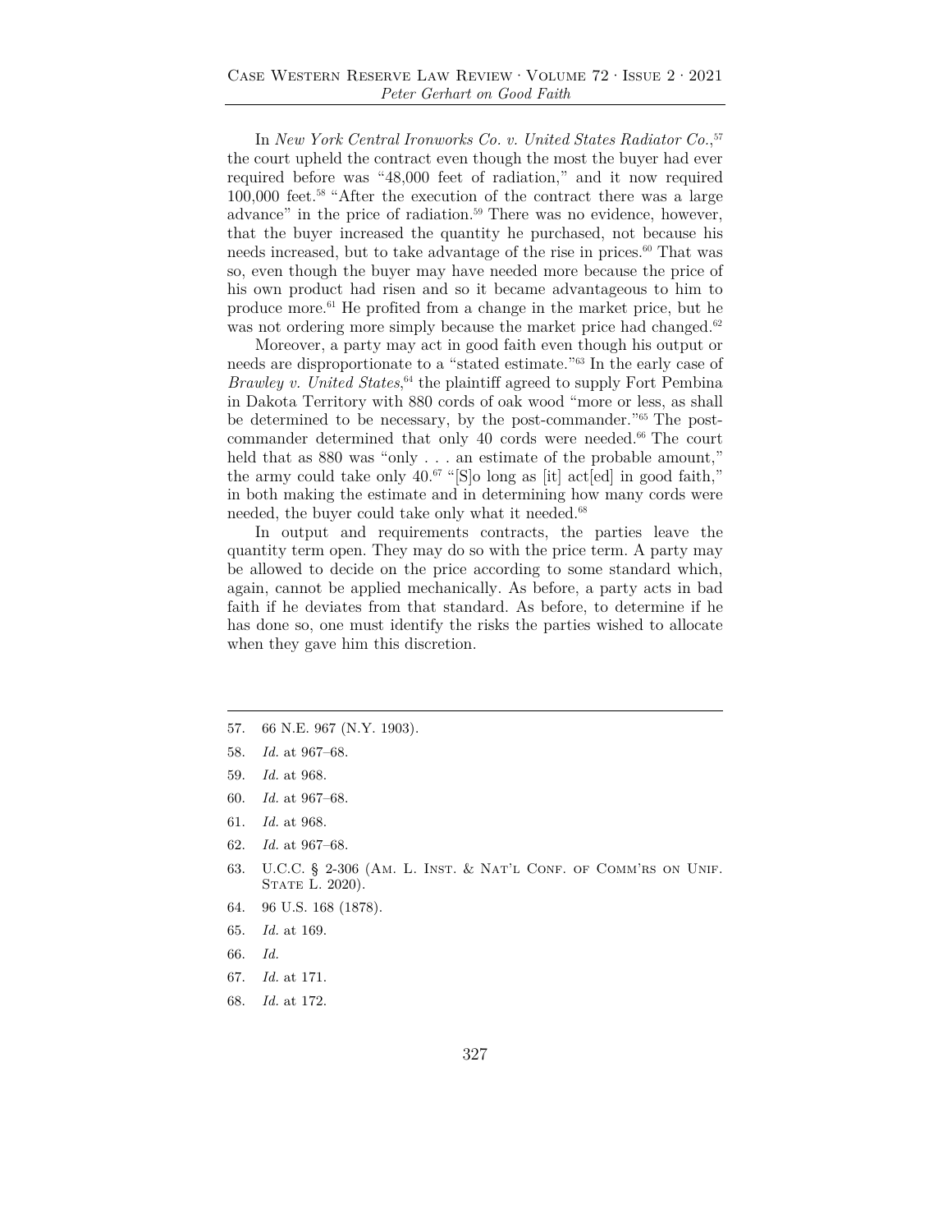In *New York Central Ironworks Co. v. United States Radiator Co.*,[57] the court upheld the contract even though the most the buyer had ever required before was "48,000 feet of radiation," and it now required 100,000 feet.[58] "After the execution of the contract there was a large advance" in the price of radiation.[59] There was no evidence, however, that the buyer increased the quantity he purchased, not because his needs increased, but to take advantage of the rise in prices.[60] That was so, even though the buyer may have needed more because the price of his own product had risen and so it became advantageous to him to produce more.[61] He profited from a change in the market price, but he was not ordering more simply because the market price had changed.[62]

Moreover, a party may act in good faith even though his output or needs are disproportionate to a "stated estimate."[63] In the early case of *Brawley v. United States*,[64] the plaintiff agreed to supply Fort Pembina in Dakota Territory with 880 cords of oak wood "more or less, as shall be determined to be necessary, by the post-commander."[65] The post-commander determined that only 40 cords were needed.[66] The court held that as 880 was "only . . . an estimate of the probable amount," the army could take only 40.[67] "[S]o long as [it] act[ed] in good faith," in both making the estimate and in determining how many cords were needed, the buyer could take only what it needed.[68]

In output and requirements contracts, the parties leave the quantity term open. They may do so with the price term. A party may be allowed to decide on the price according to some standard which, again, cannot be applied mechanically. As before, a party acts in bad faith if he deviates from that standard. As before, to determine if he has done so, one must identify the risks the parties wished to allocate when they gave him this discretion.

---

57. 66 N.E. 967 (N.Y. 1903).

58. *Id.* at 967–68.

59. *Id.* at 968.

60. *Id.* at 967–68.

61. *Id.* at 968.

62. *Id.* at 967–68.

63. U.C.C. § 2-306 (Am. L. Inst. & Nat'l Conf. of Comm'rs on Unif. State L. 2020).

64. 96 U.S. 168 (1878).

65. *Id.* at 169.

66. *Id.*

67. *Id.* at 171.

68. *Id.* at 172.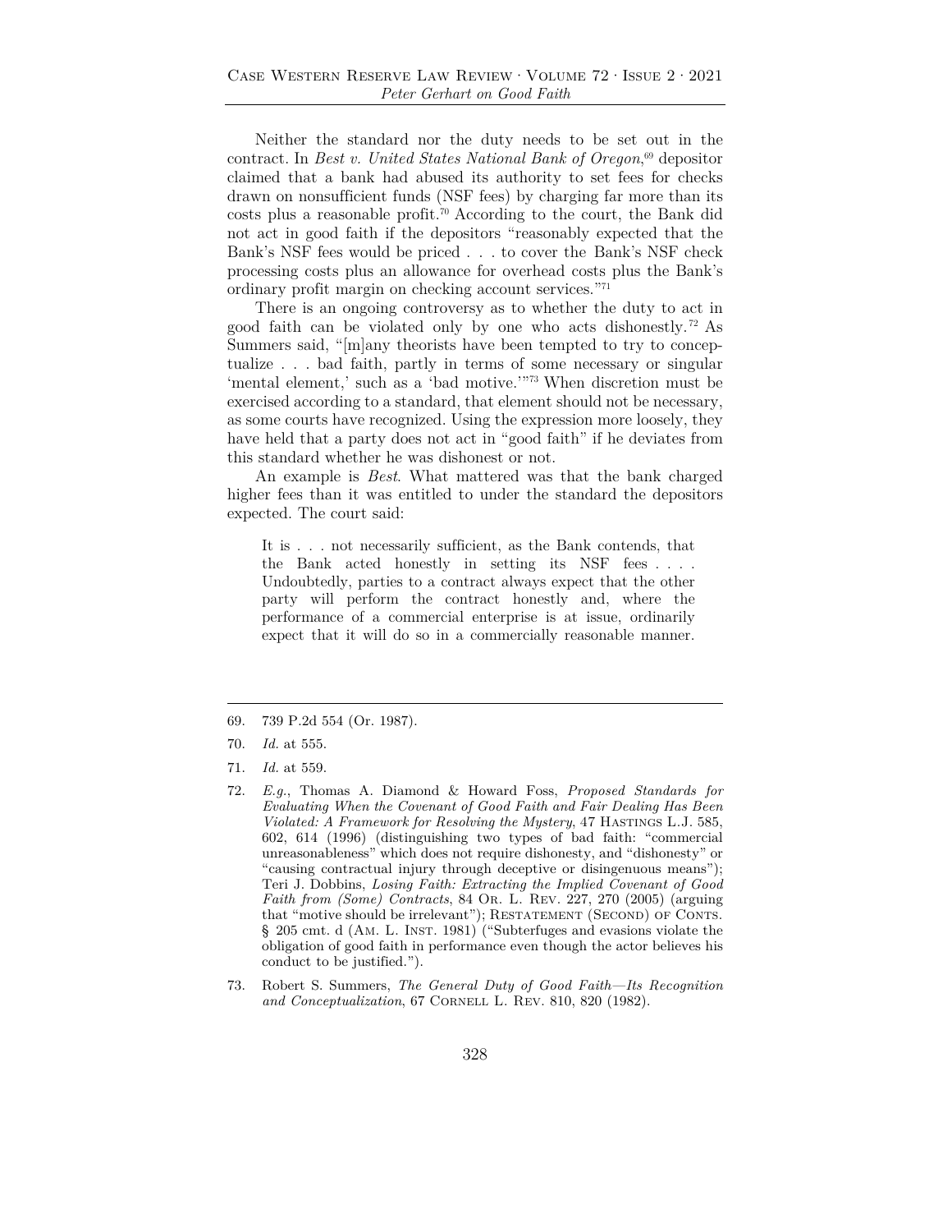Neither the standard nor the duty needs to be set out in the contract. In *Best v. United States National Bank of Oregon*,[69] depositor claimed that a bank had abused its authority to set fees for checks drawn on nonsufficient funds (NSF fees) by charging far more than its costs plus a reasonable profit.[70] According to the court, the Bank did not act in good faith if the depositors "reasonably expected that the Bank's NSF fees would be priced . . . to cover the Bank's NSF check processing costs plus an allowance for overhead costs plus the Bank's ordinary profit margin on checking account services."[71]

There is an ongoing controversy as to whether the duty to act in good faith can be violated only by one who acts dishonestly.[72] As Summers said, "[m]any theorists have been tempted to try to conceptualize . . . bad faith, partly in terms of some necessary or singular 'mental element,' such as a 'bad motive.'"[73] When discretion must be exercised according to a standard, that element should not be necessary, as some courts have recognized. Using the expression more loosely, they have held that a party does not act in "good faith" if he deviates from this standard whether he was dishonest or not.

An example is *Best*. What mattered was that the bank charged higher fees than it was entitled to under the standard the depositors expected. The court said:

> It is . . . not necessarily sufficient, as the Bank contends, that the Bank acted honestly in setting its NSF fees . . . . Undoubtedly, parties to a contract always expect that the other party will perform the contract honestly and, where the performance of a commercial enterprise is at issue, ordinarily expect that it will do so in a commercially reasonable manner.

---

69. 739 P.2d 554 (Or. 1987).

70. *Id.* at 555.

71. *Id.* at 559.

72. *E.g.*, Thomas A. Diamond & Howard Foss, *Proposed Standards for Evaluating When the Covenant of Good Faith and Fair Dealing Has Been Violated: A Framework for Resolving the Mystery*, 47 Hastings L.J. 585, 602, 614 (1996) (distinguishing two types of bad faith: "commercial unreasonableness" which does not require dishonesty, and "dishonesty" or "causing contractual injury through deceptive or disingenuous means"); Teri J. Dobbins, *Losing Faith: Extracting the Implied Covenant of Good Faith from (Some) Contracts*, 84 Or. L. Rev. 227, 270 (2005) (arguing that "motive should be irrelevant"); Restatement (Second) of Conts. § 205 cmt. d (Am. L. Inst. 1981) ("Subterfuges and evasions violate the obligation of good faith in performance even though the actor believes his conduct to be justified.").

73. Robert S. Summers, *The General Duty of Good Faith—Its Recognition and Conceptualization*, 67 Cornell L. Rev. 810, 820 (1982).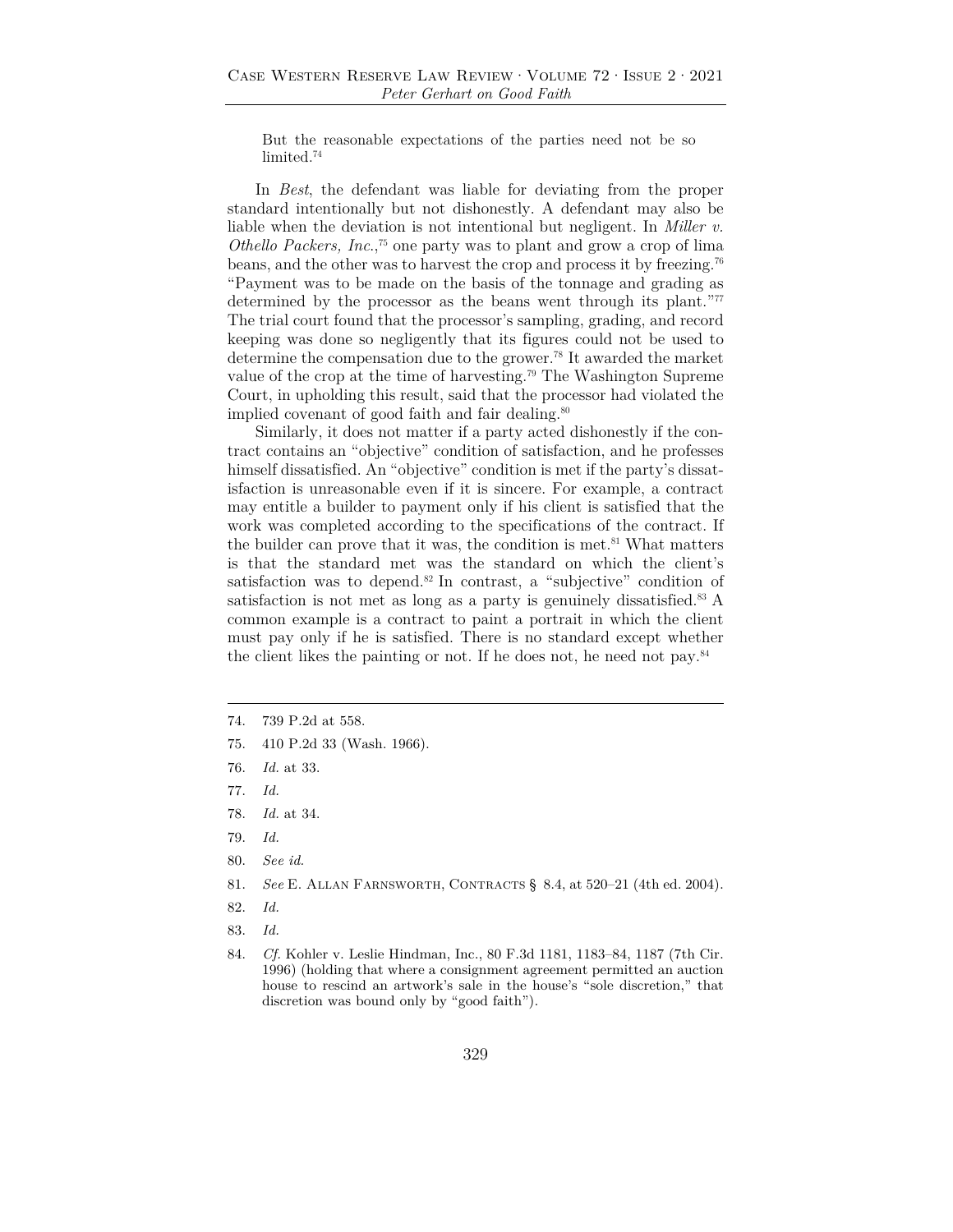But the reasonable expectations of the parties need not be so limited.[74]

In *Best*, the defendant was liable for deviating from the proper standard intentionally but not dishonestly. A defendant may also be liable when the deviation is not intentional but negligent. In *Miller v. Othello Packers, Inc.*,[75] one party was to plant and grow a crop of lima beans, and the other was to harvest the crop and process it by freezing.[76] "Payment was to be made on the basis of the tonnage and grading as determined by the processor as the beans went through its plant."[77] The trial court found that the processor's sampling, grading, and record keeping was done so negligently that its figures could not be used to determine the compensation due to the grower.[78] It awarded the market value of the crop at the time of harvesting.[79] The Washington Supreme Court, in upholding this result, said that the processor had violated the implied covenant of good faith and fair dealing.[80]

Similarly, it does not matter if a party acted dishonestly if the contract contains an "objective" condition of satisfaction, and he professes himself dissatisfied. An "objective" condition is met if the party's dissatisfaction is unreasonable even if it is sincere. For example, a contract may entitle a builder to payment only if his client is satisfied that the work was completed according to the specifications of the contract. If the builder can prove that it was, the condition is met.[81] What matters is that the standard met was the standard on which the client's satisfaction was to depend.[82] In contrast, a "subjective" condition of satisfaction is not met as long as a party is genuinely dissatisfied.[83] A common example is a contract to paint a portrait in which the client must pay only if he is satisfied. There is no standard except whether the client likes the painting or not. If he does not, he need not pay.[84]

---

74. 739 P.2d at 558.
75. 410 P.2d 33 (Wash. 1966).
76. *Id.* at 33.
77. *Id.*
78. *Id.* at 34.
79. *Id.*
80. *See id.*
81. *See* E. Allan Farnsworth, Contracts § 8.4, at 520–21 (4th ed. 2004).
82. *Id.*
83. *Id.*
84. *Cf.* Kohler v. Leslie Hindman, Inc., 80 F.3d 1181, 1183–84, 1187 (7th Cir. 1996) (holding that where a consignment agreement permitted an auction house to rescind an artwork's sale in the house's "sole discretion," that discretion was bound only by "good faith").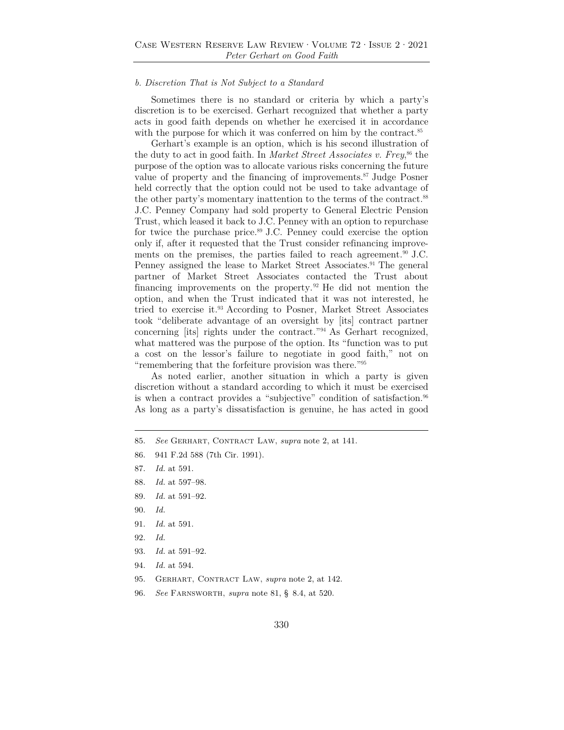### *b. Discretion That is Not Subject to a Standard*

Sometimes there is no standard or criteria by which a party's discretion is to be exercised. Gerhart recognized that whether a party acts in good faith depends on whether he exercised it in accordance with the purpose for which it was conferred on him by the contract.[85]

Gerhart's example is an option, which is his second illustration of the duty to act in good faith. In *Market Street Associates v. Frey*,[86] the purpose of the option was to allocate various risks concerning the future value of property and the financing of improvements.[87] Judge Posner held correctly that the option could not be used to take advantage of the other party's momentary inattention to the terms of the contract.[88] J.C. Penney Company had sold property to General Electric Pension Trust, which leased it back to J.C. Penney with an option to repurchase for twice the purchase price.[89] J.C. Penney could exercise the option only if, after it requested that the Trust consider refinancing improvements on the premises, the parties failed to reach agreement.[90] J.C. Penney assigned the lease to Market Street Associates.[91] The general partner of Market Street Associates contacted the Trust about financing improvements on the property.[92] He did not mention the option, and when the Trust indicated that it was not interested, he tried to exercise it.[93] According to Posner, Market Street Associates took "deliberate advantage of an oversight by [its] contract partner concerning [its] rights under the contract."[94] As Gerhart recognized, what mattered was the purpose of the option. Its "function was to put a cost on the lessor's failure to negotiate in good faith," not on "remembering that the forfeiture provision was there."[95]

As noted earlier, another situation in which a party is given discretion without a standard according to which it must be exercised is when a contract provides a "subjective" condition of satisfaction.[96] As long as a party's dissatisfaction is genuine, he has acted in good

---

85. *See* Gerhart, Contract Law, *supra* note 2, at 141.

86. 941 F.2d 588 (7th Cir. 1991).

87. *Id.* at 591.

88. *Id.* at 597–98.

89. *Id.* at 591–92.

90. *Id.*

91. *Id.* at 591.

92. *Id.*

93. *Id.* at 591–92.

94. *Id.* at 594.

95. Gerhart, Contract Law, *supra* note 2, at 142.

96. *See* Farnsworth, *supra* note 81, § 8.4, at 520.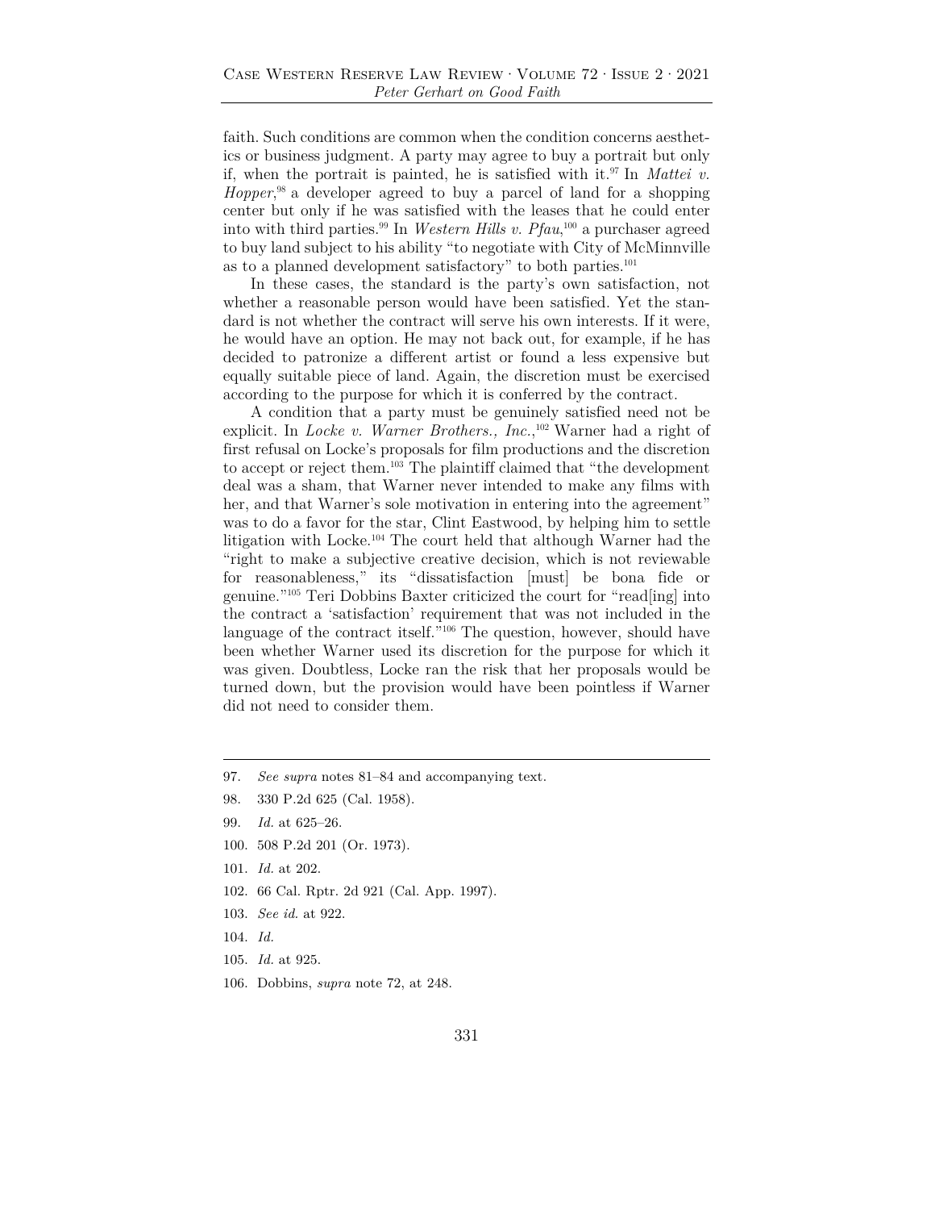faith. Such conditions are common when the condition concerns aesthetics or business judgment. A party may agree to buy a portrait but only if, when the portrait is painted, he is satisfied with it.[97] In *Mattei v. Hopper*,[98] a developer agreed to buy a parcel of land for a shopping center but only if he was satisfied with the leases that he could enter into with third parties.[99] In *Western Hills v. Pfau*,[100] a purchaser agreed to buy land subject to his ability "to negotiate with City of McMinnville as to a planned development satisfactory" to both parties.[101]

In these cases, the standard is the party's own satisfaction, not whether a reasonable person would have been satisfied. Yet the standard is not whether the contract will serve his own interests. If it were, he would have an option. He may not back out, for example, if he has decided to patronize a different artist or found a less expensive but equally suitable piece of land. Again, the discretion must be exercised according to the purpose for which it is conferred by the contract.

A condition that a party must be genuinely satisfied need not be explicit. In *Locke v. Warner Brothers., Inc.*,[102] Warner had a right of first refusal on Locke's proposals for film productions and the discretion to accept or reject them.[103] The plaintiff claimed that "the development deal was a sham, that Warner never intended to make any films with her, and that Warner's sole motivation in entering into the agreement" was to do a favor for the star, Clint Eastwood, by helping him to settle litigation with Locke.[104] The court held that although Warner had the "right to make a subjective creative decision, which is not reviewable for reasonableness," its "dissatisfaction [must] be bona fide or genuine."[105] Teri Dobbins Baxter criticized the court for "read[ing] into the contract a 'satisfaction' requirement that was not included in the language of the contract itself."[106] The question, however, should have been whether Warner used its discretion for the purpose for which it was given. Doubtless, Locke ran the risk that her proposals would be turned down, but the provision would have been pointless if Warner did not need to consider them.

---

97. *See supra* notes 81–84 and accompanying text.

98. 330 P.2d 625 (Cal. 1958).

99. *Id.* at 625–26.

100. 508 P.2d 201 (Or. 1973).

101. *Id.* at 202.

102. 66 Cal. Rptr. 2d 921 (Cal. App. 1997).

103. *See id.* at 922.

104. *Id.*

105. *Id.* at 925.

106. Dobbins, *supra* note 72, at 248.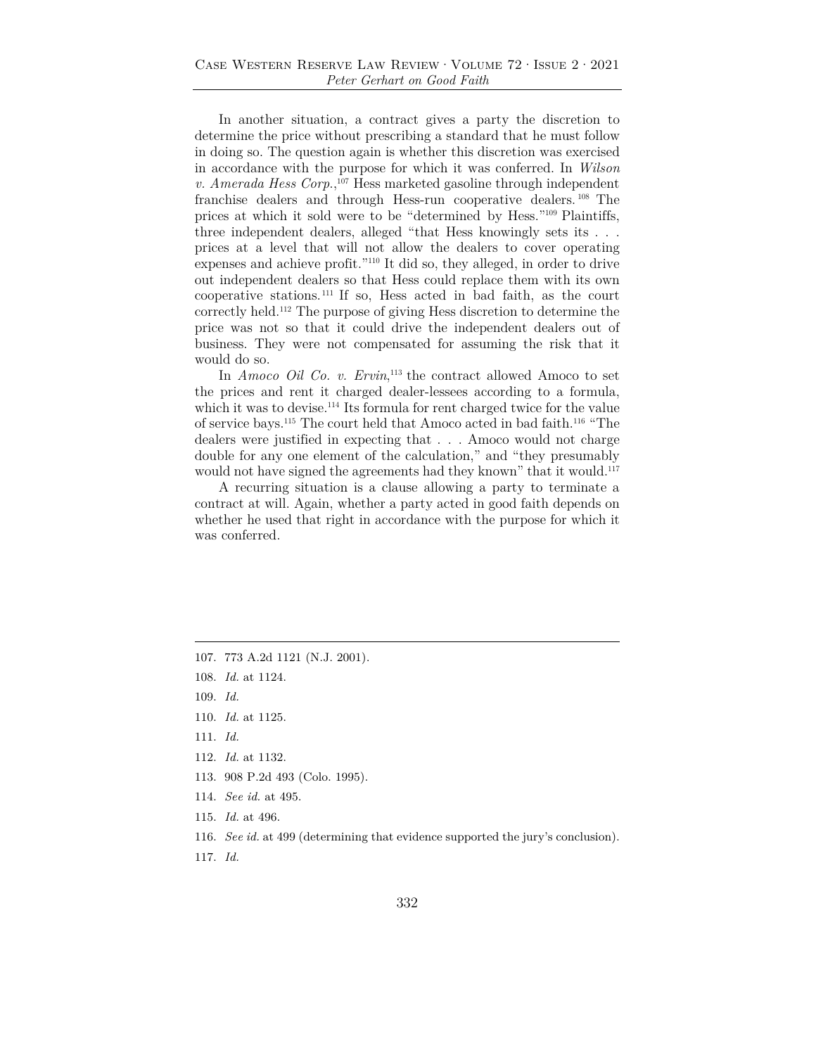In another situation, a contract gives a party the discretion to determine the price without prescribing a standard that he must follow in doing so. The question again is whether this discretion was exercised in accordance with the purpose for which it was conferred. In *Wilson v. Amerada Hess Corp.*,[107] Hess marketed gasoline through independent franchise dealers and through Hess-run cooperative dealers.[108] The prices at which it sold were to be "determined by Hess."[109] Plaintiffs, three independent dealers, alleged "that Hess knowingly sets its . . . prices at a level that will not allow the dealers to cover operating expenses and achieve profit."[110] It did so, they alleged, in order to drive out independent dealers so that Hess could replace them with its own cooperative stations.[111] If so, Hess acted in bad faith, as the court correctly held.[112] The purpose of giving Hess discretion to determine the price was not so that it could drive the independent dealers out of business. They were not compensated for assuming the risk that it would do so.

In *Amoco Oil Co. v. Ervin*,[113] the contract allowed Amoco to set the prices and rent it charged dealer-lessees according to a formula, which it was to devise.[114] Its formula for rent charged twice for the value of service bays.[115] The court held that Amoco acted in bad faith.[116] "The dealers were justified in expecting that . . . Amoco would not charge double for any one element of the calculation," and "they presumably would not have signed the agreements had they known" that it would.[117]

A recurring situation is a clause allowing a party to terminate a contract at will. Again, whether a party acted in good faith depends on whether he used that right in accordance with the purpose for which it was conferred.

---

107. 773 A.2d 1121 (N.J. 2001).

108. *Id.* at 1124.

109. *Id.*

110. *Id.* at 1125.

111. *Id.*

112. *Id.* at 1132.

113. 908 P.2d 493 (Colo. 1995).

114. *See id.* at 495.

115. *Id.* at 496.

116. *See id.* at 499 (determining that evidence supported the jury's conclusion).

117. *Id.*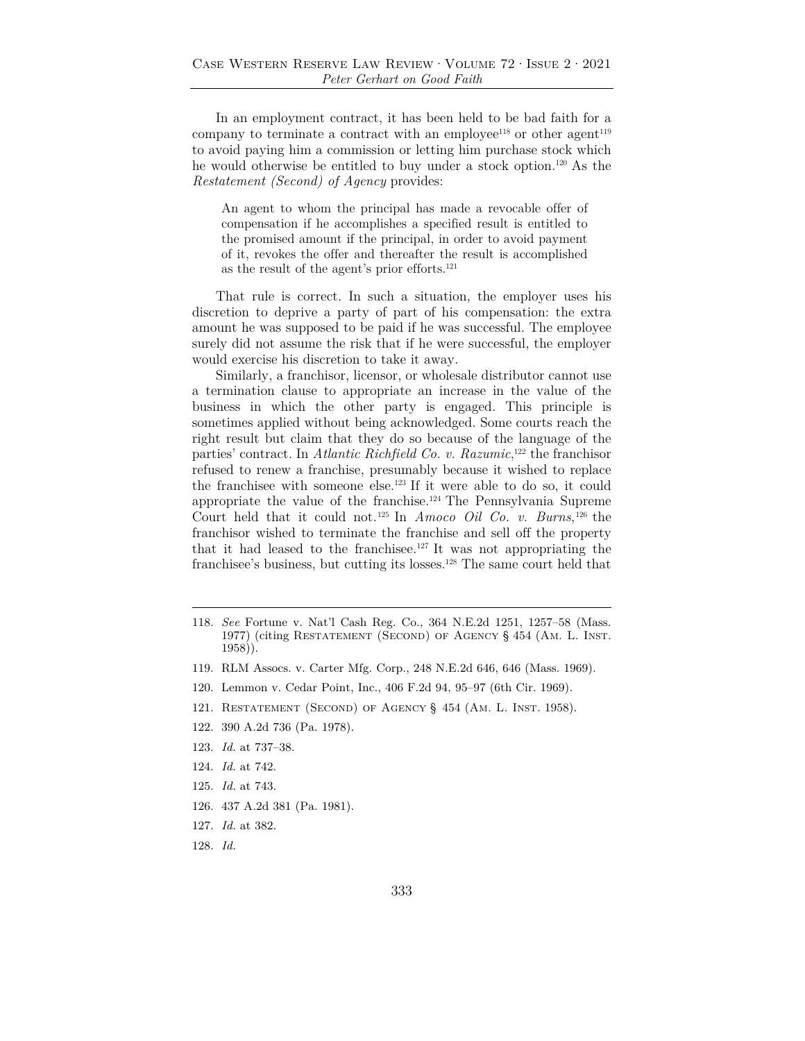In an employment contract, it has been held to be bad faith for a company to terminate a contract with an employee[118] or other agent[119] to avoid paying him a commission or letting him purchase stock which he would otherwise be entitled to buy under a stock option.[120] As the *Restatement (Second) of Agency* provides:

> An agent to whom the principal has made a revocable offer of compensation if he accomplishes a specified result is entitled to the promised amount if the principal, in order to avoid payment of it, revokes the offer and thereafter the result is accomplished as the result of the agent's prior efforts.[121]

That rule is correct. In such a situation, the employer uses his discretion to deprive a party of part of his compensation: the extra amount he was supposed to be paid if he was successful. The employee surely did not assume the risk that if he were successful, the employer would exercise his discretion to take it away.

Similarly, a franchisor, licensor, or wholesale distributor cannot use a termination clause to appropriate an increase in the value of the business in which the other party is engaged. This principle is sometimes applied without being acknowledged. Some courts reach the right result but claim that they do so because of the language of the parties' contract. In *Atlantic Richfield Co. v. Razumic*,[122] the franchisor refused to renew a franchise, presumably because it wished to replace the franchisee with someone else.[123] If it were able to do so, it could appropriate the value of the franchise.[124] The Pennsylvania Supreme Court held that it could not.[125] In *Amoco Oil Co. v. Burns*,[126] the franchisor wished to terminate the franchise and sell off the property that it had leased to the franchisee.[127] It was not appropriating the franchisee's business, but cutting its losses.[128] The same court held that

---

118. *See* Fortune v. Nat'l Cash Reg. Co., 364 N.E.2d 1251, 1257–58 (Mass. 1977) (citing Restatement (Second) of Agency § 454 (Am. L. Inst. 1958)).

119. RLM Assocs. v. Carter Mfg. Corp., 248 N.E.2d 646, 646 (Mass. 1969).

120. Lemmon v. Cedar Point, Inc., 406 F.2d 94, 95–97 (6th Cir. 1969).

121. Restatement (Second) of Agency § 454 (Am. L. Inst. 1958).

122. 390 A.2d 736 (Pa. 1978).

123. *Id.* at 737–38.

124. *Id.* at 742.

125. *Id.* at 743.

126. 437 A.2d 381 (Pa. 1981).

127. *Id.* at 382.

128. *Id.*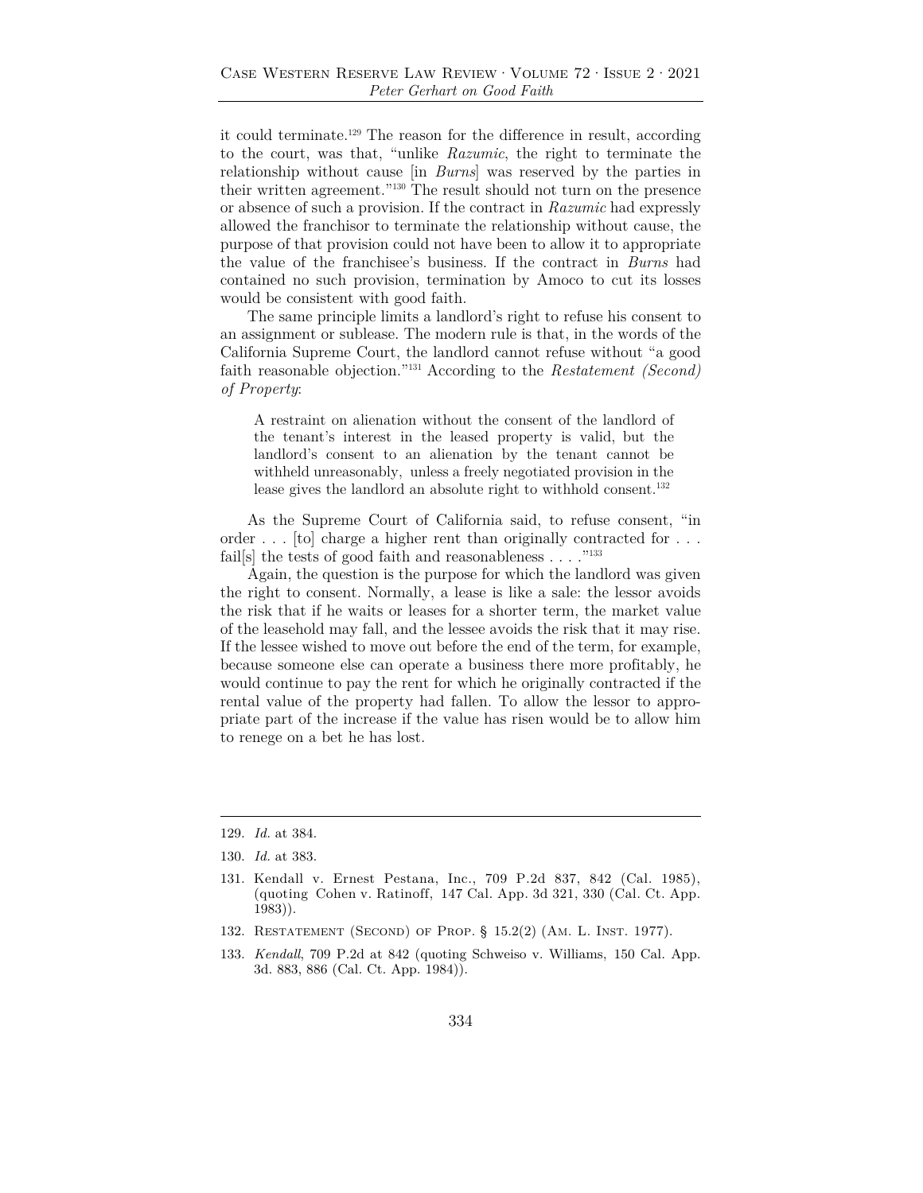it could terminate.[129] The reason for the difference in result, according to the court, was that, "unlike *Razumic*, the right to terminate the relationship without cause [in *Burns*] was reserved by the parties in their written agreement."[130] The result should not turn on the presence or absence of such a provision. If the contract in *Razumic* had expressly allowed the franchisor to terminate the relationship without cause, the purpose of that provision could not have been to allow it to appropriate the value of the franchisee's business. If the contract in *Burns* had contained no such provision, termination by Amoco to cut its losses would be consistent with good faith.

The same principle limits a landlord's right to refuse his consent to an assignment or sublease. The modern rule is that, in the words of the California Supreme Court, the landlord cannot refuse without "a good faith reasonable objection."[131] According to the *Restatement (Second) of Property*:

> A restraint on alienation without the consent of the landlord of the tenant's interest in the leased property is valid, but the landlord's consent to an alienation by the tenant cannot be withheld unreasonably, unless a freely negotiated provision in the lease gives the landlord an absolute right to withhold consent.[132]

As the Supreme Court of California said, to refuse consent, "in order . . . [to] charge a higher rent than originally contracted for . . . fail[s] the tests of good faith and reasonableness . . . ."[133]

Again, the question is the purpose for which the landlord was given the right to consent. Normally, a lease is like a sale: the lessor avoids the risk that if he waits or leases for a shorter term, the market value of the leasehold may fall, and the lessee avoids the risk that it may rise. If the lessee wished to move out before the end of the term, for example, because someone else can operate a business there more profitably, he would continue to pay the rent for which he originally contracted if the rental value of the property had fallen. To allow the lessor to appropriate part of the increase if the value has risen would be to allow him to renege on a bet he has lost.

---

129. *Id.* at 384.

130. *Id.* at 383.

131. Kendall v. Ernest Pestana, Inc., 709 P.2d 837, 842 (Cal. 1985), (quoting Cohen v. Ratinoff, 147 Cal. App. 3d 321, 330 (Cal. Ct. App. 1983)).

132. Restatement (Second) of Prop. § 15.2(2) (Am. L. Inst. 1977).

133. *Kendall*, 709 P.2d at 842 (quoting Schweiso v. Williams, 150 Cal. App. 3d. 883, 886 (Cal. Ct. App. 1984)).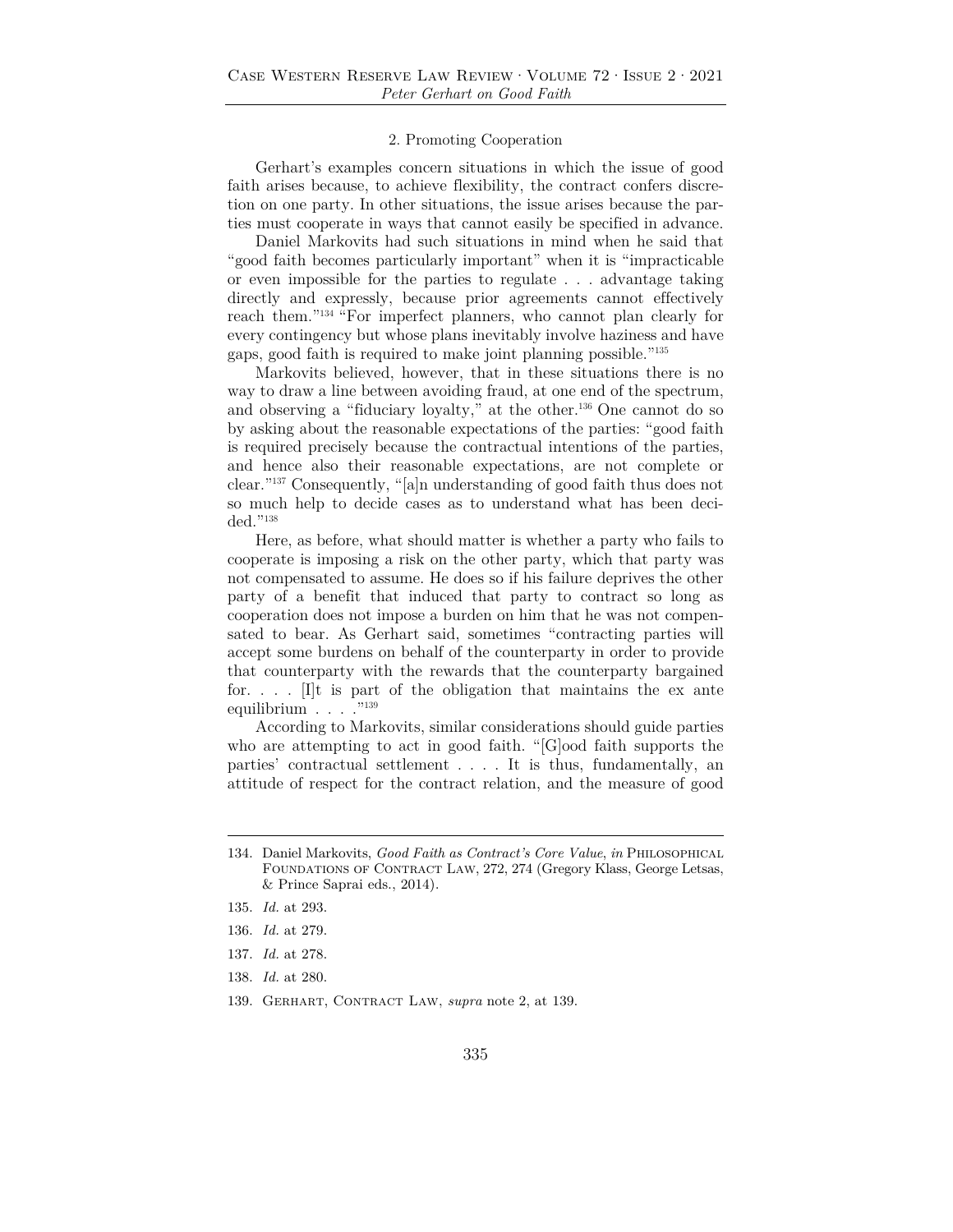### 2. Promoting Cooperation

Gerhart's examples concern situations in which the issue of good faith arises because, to achieve flexibility, the contract confers discretion on one party. In other situations, the issue arises because the parties must cooperate in ways that cannot easily be specified in advance.

Daniel Markovits had such situations in mind when he said that "good faith becomes particularly important" when it is "impracticable or even impossible for the parties to regulate . . . advantage taking directly and expressly, because prior agreements cannot effectively reach them."[134] "For imperfect planners, who cannot plan clearly for every contingency but whose plans inevitably involve haziness and have gaps, good faith is required to make joint planning possible."[135]

Markovits believed, however, that in these situations there is no way to draw a line between avoiding fraud, at one end of the spectrum, and observing a "fiduciary loyalty," at the other.[136] One cannot do so by asking about the reasonable expectations of the parties: "good faith is required precisely because the contractual intentions of the parties, and hence also their reasonable expectations, are not complete or clear."[137] Consequently, "[a]n understanding of good faith thus does not so much help to decide cases as to understand what has been decided."[138]

Here, as before, what should matter is whether a party who fails to cooperate is imposing a risk on the other party, which that party was not compensated to assume. He does so if his failure deprives the other party of a benefit that induced that party to contract so long as cooperation does not impose a burden on him that he was not compensated to bear. As Gerhart said, sometimes "contracting parties will accept some burdens on behalf of the counterparty in order to provide that counterparty with the rewards that the counterparty bargained for. . . . [I]t is part of the obligation that maintains the ex ante equilibrium . . . ."[139]

According to Markovits, similar considerations should guide parties who are attempting to act in good faith. "[G]ood faith supports the parties' contractual settlement . . . . It is thus, fundamentally, an attitude of respect for the contract relation, and the measure of good

---

134. Daniel Markovits, *Good Faith as Contract's Core Value*, *in* Philosophical Foundations of Contract Law, 272, 274 (Gregory Klass, George Letsas, & Prince Saprai eds., 2014).

135. *Id.* at 293.

136. *Id.* at 279.

137. *Id.* at 278.

138. *Id.* at 280.

139. Gerhart, Contract Law, *supra* note 2, at 139.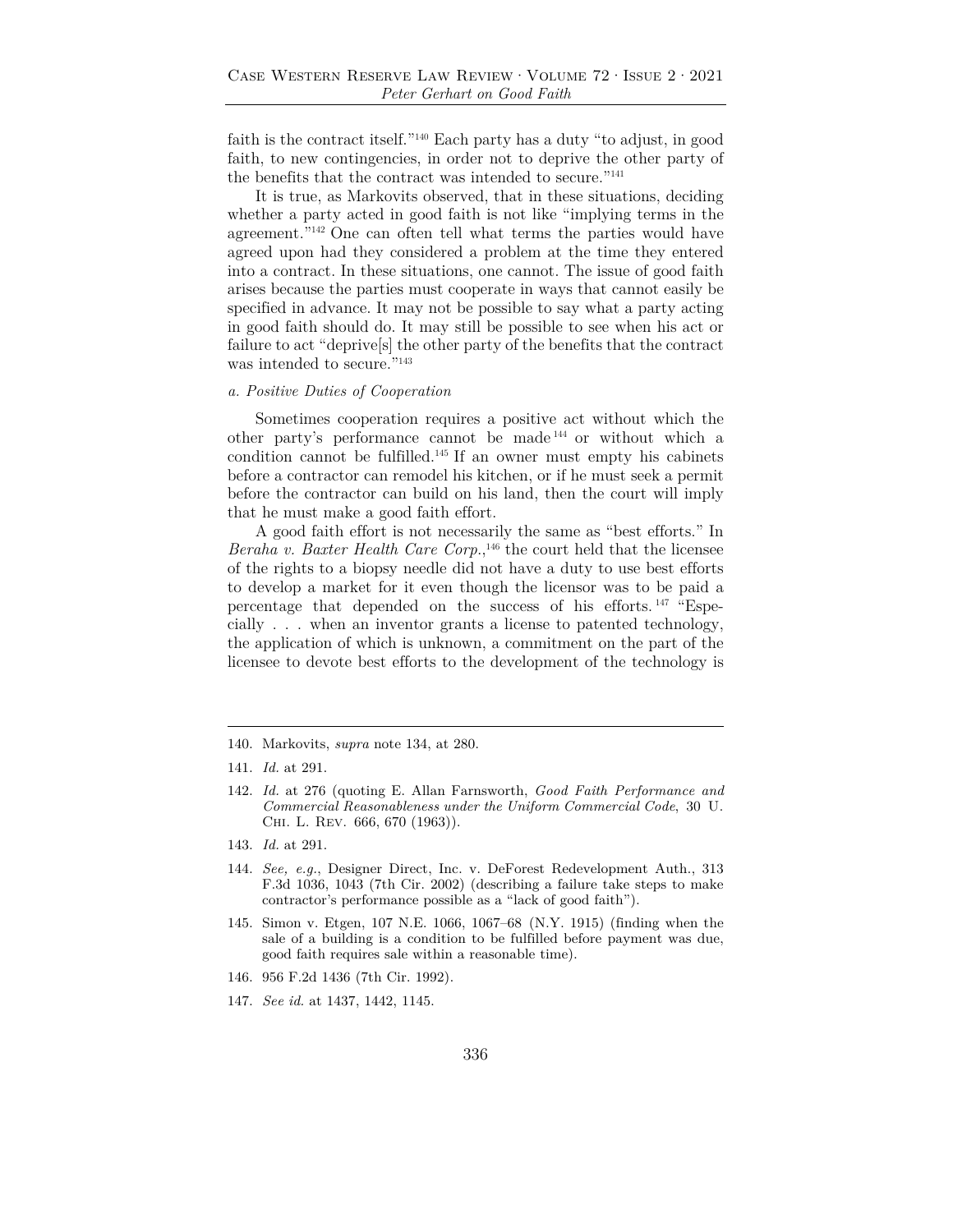faith is the contract itself."[140] Each party has a duty "to adjust, in good faith, to new contingencies, in order not to deprive the other party of the benefits that the contract was intended to secure."[141]

It is true, as Markovits observed, that in these situations, deciding whether a party acted in good faith is not like "implying terms in the agreement."[142] One can often tell what terms the parties would have agreed upon had they considered a problem at the time they entered into a contract. In these situations, one cannot. The issue of good faith arises because the parties must cooperate in ways that cannot easily be specified in advance. It may not be possible to say what a party acting in good faith should do. It may still be possible to see when his act or failure to act "deprive[s] the other party of the benefits that the contract was intended to secure."[143]

*a. Positive Duties of Cooperation*

Sometimes cooperation requires a positive act without which the other party's performance cannot be made[144] or without which a condition cannot be fulfilled.[145] If an owner must empty his cabinets before a contractor can remodel his kitchen, or if he must seek a permit before the contractor can build on his land, then the court will imply that he must make a good faith effort.

A good faith effort is not necessarily the same as "best efforts." In *Beraha v. Baxter Health Care Corp.*,[146] the court held that the licensee of the rights to a biopsy needle did not have a duty to use best efforts to develop a market for it even though the licensor was to be paid a percentage that depended on the success of his efforts.[147] "Especially . . . when an inventor grants a license to patented technology, the application of which is unknown, a commitment on the part of the licensee to devote best efforts to the development of the technology is

---

140. Markovits, *supra* note 134, at 280.

141. *Id.* at 291.

142. *Id.* at 276 (quoting E. Allan Farnsworth, *Good Faith Performance and Commercial Reasonableness under the Uniform Commercial Code*, 30 U. Chi. L. Rev. 666, 670 (1963)).

143. *Id.* at 291.

144. *See, e.g.*, Designer Direct, Inc. v. DeForest Redevelopment Auth., 313 F.3d 1036, 1043 (7th Cir. 2002) (describing a failure take steps to make contractor's performance possible as a "lack of good faith").

145. Simon v. Etgen, 107 N.E. 1066, 1067–68 (N.Y. 1915) (finding when the sale of a building is a condition to be fulfilled before payment was due, good faith requires sale within a reasonable time).

146. 956 F.2d 1436 (7th Cir. 1992).

147. *See id.* at 1437, 1442, 1145.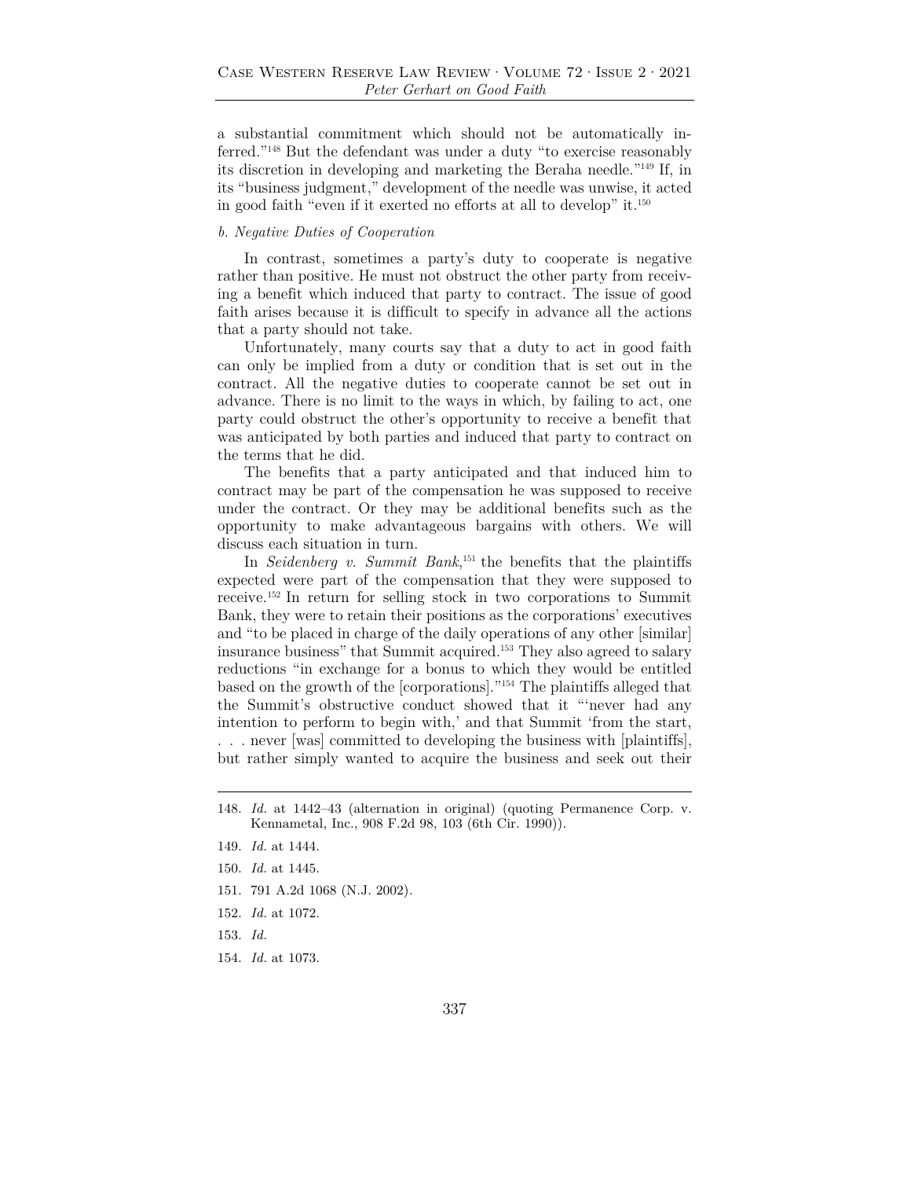a substantial commitment which should not be automatically inferred."[148] But the defendant was under a duty "to exercise reasonably its discretion in developing and marketing the Beraha needle."[149] If, in its "business judgment," development of the needle was unwise, it acted in good faith "even if it exerted no efforts at all to develop" it.[150]

*b. Negative Duties of Cooperation*

In contrast, sometimes a party's duty to cooperate is negative rather than positive. He must not obstruct the other party from receiving a benefit which induced that party to contract. The issue of good faith arises because it is difficult to specify in advance all the actions that a party should not take.

Unfortunately, many courts say that a duty to act in good faith can only be implied from a duty or condition that is set out in the contract. All the negative duties to cooperate cannot be set out in advance. There is no limit to the ways in which, by failing to act, one party could obstruct the other's opportunity to receive a benefit that was anticipated by both parties and induced that party to contract on the terms that he did.

The benefits that a party anticipated and that induced him to contract may be part of the compensation he was supposed to receive under the contract. Or they may be additional benefits such as the opportunity to make advantageous bargains with others. We will discuss each situation in turn.

In *Seidenberg v. Summit Bank*,[151] the benefits that the plaintiffs expected were part of the compensation that they were supposed to receive.[152] In return for selling stock in two corporations to Summit Bank, they were to retain their positions as the corporations' executives and "to be placed in charge of the daily operations of any other [similar] insurance business" that Summit acquired.[153] They also agreed to salary reductions "in exchange for a bonus to which they would be entitled based on the growth of the [corporations]."[154] The plaintiffs alleged that the Summit's obstructive conduct showed that it "'never had any intention to perform to begin with,' and that Summit 'from the start, . . . never [was] committed to developing the business with [plaintiffs], but rather simply wanted to acquire the business and seek out their

---

148. *Id.* at 1442–43 (alternation in original) (quoting Permanence Corp. v. Kennametal, Inc., 908 F.2d 98, 103 (6th Cir. 1990)).

149. *Id.* at 1444.

150. *Id.* at 1445.

151. 791 A.2d 1068 (N.J. 2002).

152. *Id.* at 1072.

153. *Id.*

154. *Id.* at 1073.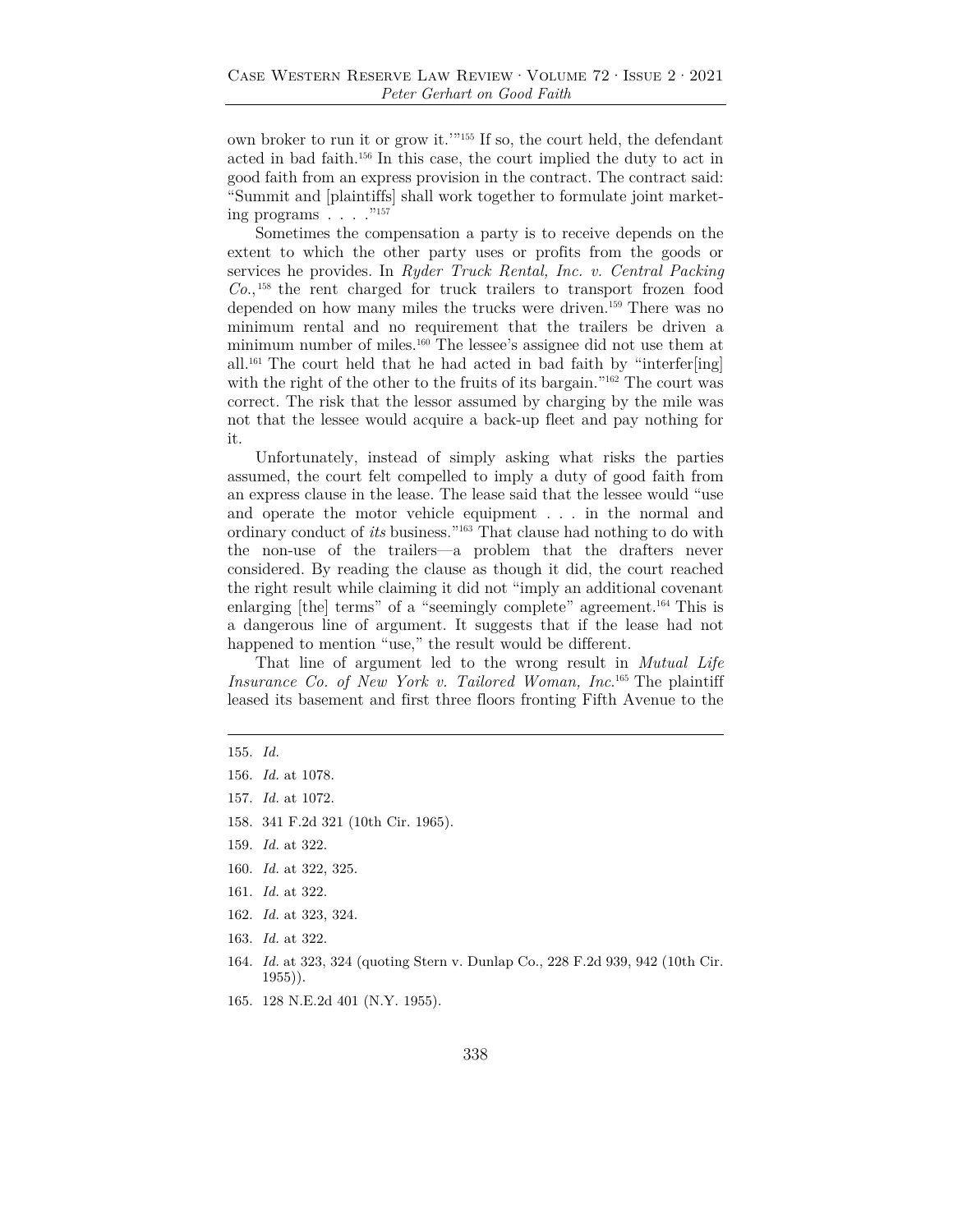own broker to run it or grow it.'"[155] If so, the court held, the defendant acted in bad faith.[156] In this case, the court implied the duty to act in good faith from an express provision in the contract. The contract said: "Summit and [plaintiffs] shall work together to formulate joint marketing programs . . . ."[157]

Sometimes the compensation a party is to receive depends on the extent to which the other party uses or profits from the goods or services he provides. In *Ryder Truck Rental, Inc. v. Central Packing Co.*,[158] the rent charged for truck trailers to transport frozen food depended on how many miles the trucks were driven.[159] There was no minimum rental and no requirement that the trailers be driven a minimum number of miles.[160] The lessee's assignee did not use them at all.[161] The court held that he had acted in bad faith by "interfer[ing] with the right of the other to the fruits of its bargain."[162] The court was correct. The risk that the lessor assumed by charging by the mile was not that the lessee would acquire a back-up fleet and pay nothing for it.

Unfortunately, instead of simply asking what risks the parties assumed, the court felt compelled to imply a duty of good faith from an express clause in the lease. The lease said that the lessee would "use and operate the motor vehicle equipment . . . in the normal and ordinary conduct of *its* business."[163] That clause had nothing to do with the non-use of the trailers—a problem that the drafters never considered. By reading the clause as though it did, the court reached the right result while claiming it did not "imply an additional covenant enlarging [the] terms" of a "seemingly complete" agreement.[164] This is a dangerous line of argument. It suggests that if the lease had not happened to mention "use," the result would be different.

That line of argument led to the wrong result in *Mutual Life Insurance Co. of New York v. Tailored Woman, Inc.*[165] The plaintiff leased its basement and first three floors fronting Fifth Avenue to the

---

155. *Id.*

156. *Id.* at 1078.

157. *Id.* at 1072.

158. 341 F.2d 321 (10th Cir. 1965).

159. *Id.* at 322.

160. *Id.* at 322, 325.

161. *Id.* at 322.

162. *Id.* at 323, 324.

163. *Id.* at 322.

164. *Id.* at 323, 324 (quoting Stern v. Dunlap Co., 228 F.2d 939, 942 (10th Cir. 1955)).

165. 128 N.E.2d 401 (N.Y. 1955).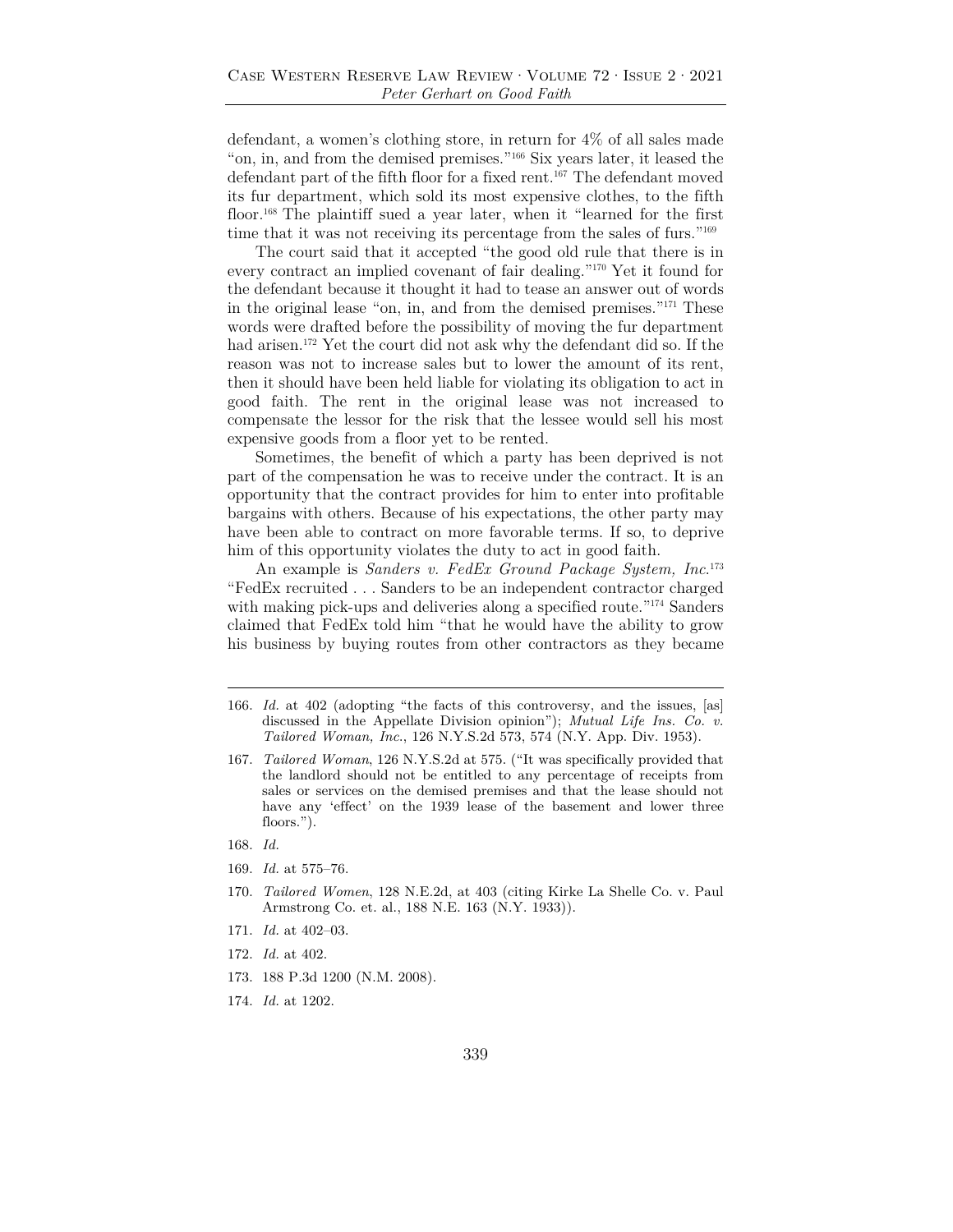defendant, a women's clothing store, in return for 4% of all sales made "on, in, and from the demised premises."[166] Six years later, it leased the defendant part of the fifth floor for a fixed rent.[167] The defendant moved its fur department, which sold its most expensive clothes, to the fifth floor.[168] The plaintiff sued a year later, when it "learned for the first time that it was not receiving its percentage from the sales of furs."[169]

The court said that it accepted "the good old rule that there is in every contract an implied covenant of fair dealing."[170] Yet it found for the defendant because it thought it had to tease an answer out of words in the original lease "on, in, and from the demised premises."[171] These words were drafted before the possibility of moving the fur department had arisen.[172] Yet the court did not ask why the defendant did so. If the reason was not to increase sales but to lower the amount of its rent, then it should have been held liable for violating its obligation to act in good faith. The rent in the original lease was not increased to compensate the lessor for the risk that the lessee would sell his most expensive goods from a floor yet to be rented.

Sometimes, the benefit of which a party has been deprived is not part of the compensation he was to receive under the contract. It is an opportunity that the contract provides for him to enter into profitable bargains with others. Because of his expectations, the other party may have been able to contract on more favorable terms. If so, to deprive him of this opportunity violates the duty to act in good faith.

An example is *Sanders v. FedEx Ground Package System, Inc.*[173] "FedEx recruited . . . Sanders to be an independent contractor charged with making pick-ups and deliveries along a specified route."[174] Sanders claimed that FedEx told him "that he would have the ability to grow his business by buying routes from other contractors as they became

---

166. *Id.* at 402 (adopting "the facts of this controversy, and the issues, [as] discussed in the Appellate Division opinion"); *Mutual Life Ins. Co. v. Tailored Woman, Inc.*, 126 N.Y.S.2d 573, 574 (N.Y. App. Div. 1953).

167. *Tailored Woman*, 126 N.Y.S.2d at 575. ("It was specifically provided that the landlord should not be entitled to any percentage of receipts from sales or services on the demised premises and that the lease should not have any 'effect' on the 1939 lease of the basement and lower three floors.").

168. *Id.*

169. *Id.* at 575–76.

170. *Tailored Women*, 128 N.E.2d, at 403 (citing Kirke La Shelle Co. v. Paul Armstrong Co. et. al., 188 N.E. 163 (N.Y. 1933)).

171. *Id.* at 402–03.

172. *Id.* at 402.

173. 188 P.3d 1200 (N.M. 2008).

174. *Id.* at 1202.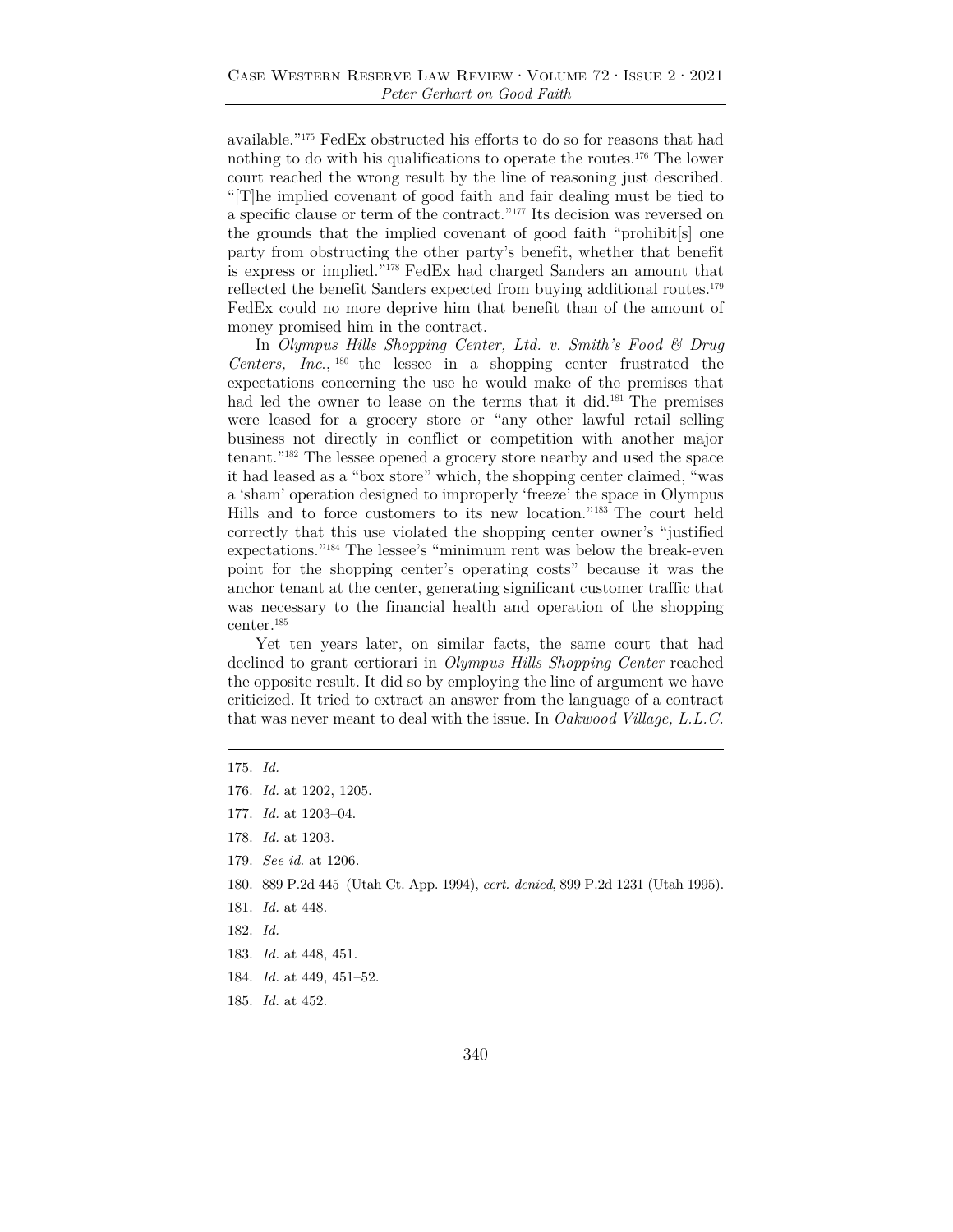available."[175] FedEx obstructed his efforts to do so for reasons that had nothing to do with his qualifications to operate the routes.[176] The lower court reached the wrong result by the line of reasoning just described. "[T]he implied covenant of good faith and fair dealing must be tied to a specific clause or term of the contract."[177] Its decision was reversed on the grounds that the implied covenant of good faith "prohibit[s] one party from obstructing the other party's benefit, whether that benefit is express or implied."[178] FedEx had charged Sanders an amount that reflected the benefit Sanders expected from buying additional routes.[179] FedEx could no more deprive him that benefit than of the amount of money promised him in the contract.

In *Olympus Hills Shopping Center, Ltd. v. Smith's Food & Drug Centers, Inc.*,[180] the lessee in a shopping center frustrated the expectations concerning the use he would make of the premises that had led the owner to lease on the terms that it did.[181] The premises were leased for a grocery store or "any other lawful retail selling business not directly in conflict or competition with another major tenant."[182] The lessee opened a grocery store nearby and used the space it had leased as a "box store" which, the shopping center claimed, "was a 'sham' operation designed to improperly 'freeze' the space in Olympus Hills and to force customers to its new location."[183] The court held correctly that this use violated the shopping center owner's "justified expectations."[184] The lessee's "minimum rent was below the break-even point for the shopping center's operating costs" because it was the anchor tenant at the center, generating significant customer traffic that was necessary to the financial health and operation of the shopping center.[185]

Yet ten years later, on similar facts, the same court that had declined to grant certiorari in *Olympus Hills Shopping Center* reached the opposite result. It did so by employing the line of argument we have criticized. It tried to extract an answer from the language of a contract that was never meant to deal with the issue. In *Oakwood Village, L.L.C.*

---

175. *Id.*

176. *Id.* at 1202, 1205.

177. *Id.* at 1203–04.

178. *Id.* at 1203.

179. *See id.* at 1206.

180. 889 P.2d 445 (Utah Ct. App. 1994), *cert. denied*, 899 P.2d 1231 (Utah 1995).

181. *Id.* at 448.

182. *Id.*

183. *Id.* at 448, 451.

184. *Id.* at 449, 451–52.

185. *Id.* at 452.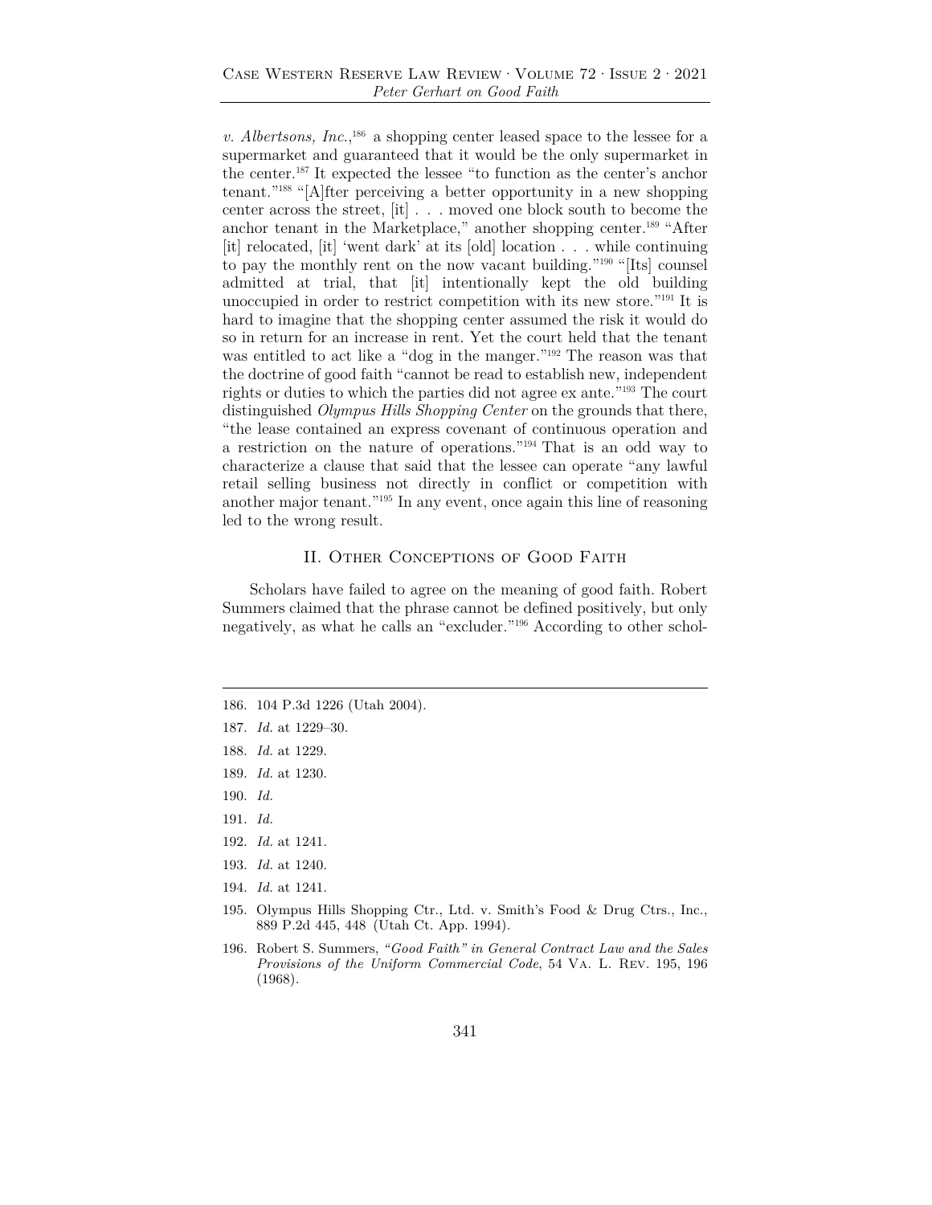*v. Albertsons, Inc.*,[186] a shopping center leased space to the lessee for a supermarket and guaranteed that it would be the only supermarket in the center.[187] It expected the lessee "to function as the center's anchor tenant."[188] "[A]fter perceiving a better opportunity in a new shopping center across the street, [it] . . . moved one block south to become the anchor tenant in the Marketplace," another shopping center.[189] "After [it] relocated, [it] 'went dark' at its [old] location . . . while continuing to pay the monthly rent on the now vacant building."[190] "[Its] counsel admitted at trial, that [it] intentionally kept the old building unoccupied in order to restrict competition with its new store."[191] It is hard to imagine that the shopping center assumed the risk it would do so in return for an increase in rent. Yet the court held that the tenant was entitled to act like a "dog in the manger."[192] The reason was that the doctrine of good faith "cannot be read to establish new, independent rights or duties to which the parties did not agree ex ante."[193] The court distinguished *Olympus Hills Shopping Center* on the grounds that there, "the lease contained an express covenant of continuous operation and a restriction on the nature of operations."[194] That is an odd way to characterize a clause that said that the lessee can operate "any lawful retail selling business not directly in conflict or competition with another major tenant."[195] In any event, once again this line of reasoning led to the wrong result.

## II. Other Conceptions of Good Faith

Scholars have failed to agree on the meaning of good faith. Robert Summers claimed that the phrase cannot be defined positively, but only negatively, as what he calls an "excluder."[196] According to other schol-

---

186. 104 P.3d 1226 (Utah 2004).

187. *Id.* at 1229–30.

188. *Id.* at 1229.

189. *Id.* at 1230.

190. *Id.*

191. *Id.*

192. *Id.* at 1241.

193. *Id.* at 1240.

194. *Id.* at 1241.

195. Olympus Hills Shopping Ctr., Ltd. v. Smith's Food & Drug Ctrs., Inc., 889 P.2d 445, 448 (Utah Ct. App. 1994).

196. Robert S. Summers, *"Good Faith" in General Contract Law and the Sales Provisions of the Uniform Commercial Code*, 54 Va. L. Rev. 195, 196 (1968).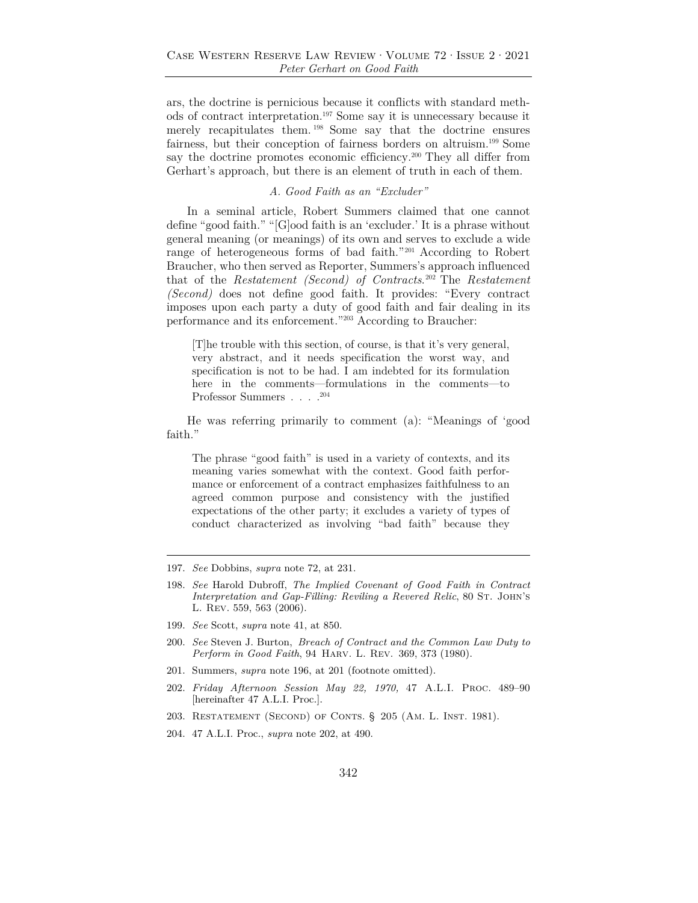ars, the doctrine is pernicious because it conflicts with standard methods of contract interpretation.[197] Some say it is unnecessary because it merely recapitulates them.[198] Some say that the doctrine ensures fairness, but their conception of fairness borders on altruism.[199] Some say the doctrine promotes economic efficiency.[200] They all differ from Gerhart's approach, but there is an element of truth in each of them.

### *A. Good Faith as an "Excluder"*

In a seminal article, Robert Summers claimed that one cannot define "good faith." "[G]ood faith is an 'excluder.' It is a phrase without general meaning (or meanings) of its own and serves to exclude a wide range of heterogeneous forms of bad faith."[201] According to Robert Braucher, who then served as Reporter, Summers's approach influenced that of the *Restatement (Second) of Contracts*.[202] The *Restatement (Second)* does not define good faith. It provides: "Every contract imposes upon each party a duty of good faith and fair dealing in its performance and its enforcement."[203] According to Braucher:

> [T]he trouble with this section, of course, is that it's very general, very abstract, and it needs specification the worst way, and specification is not to be had. I am indebted for its formulation here in the comments—formulations in the comments—to Professor Summers . . . .[204]

He was referring primarily to comment (a): "Meanings of 'good faith."

> The phrase "good faith" is used in a variety of contexts, and its meaning varies somewhat with the context. Good faith performance or enforcement of a contract emphasizes faithfulness to an agreed common purpose and consistency with the justified expectations of the other party; it excludes a variety of types of conduct characterized as involving "bad faith" because they

---

197. *See* Dobbins, *supra* note 72, at 231.

198. *See* Harold Dubroff, *The Implied Covenant of Good Faith in Contract Interpretation and Gap-Filling: Reviling a Revered Relic*, 80 St. John's L. Rev. 559, 563 (2006).

199. *See* Scott, *supra* note 41, at 850.

200. *See* Steven J. Burton, *Breach of Contract and the Common Law Duty to Perform in Good Faith*, 94 Harv. L. Rev. 369, 373 (1980).

201. Summers, *supra* note 196, at 201 (footnote omitted).

202. *Friday Afternoon Session May 22, 1970,* 47 A.L.I. Proc. 489–90 [hereinafter 47 A.L.I. Proc.].

203. Restatement (Second) of Conts. § 205 (Am. L. Inst. 1981).

204. 47 A.L.I. Proc., *supra* note 202, at 490.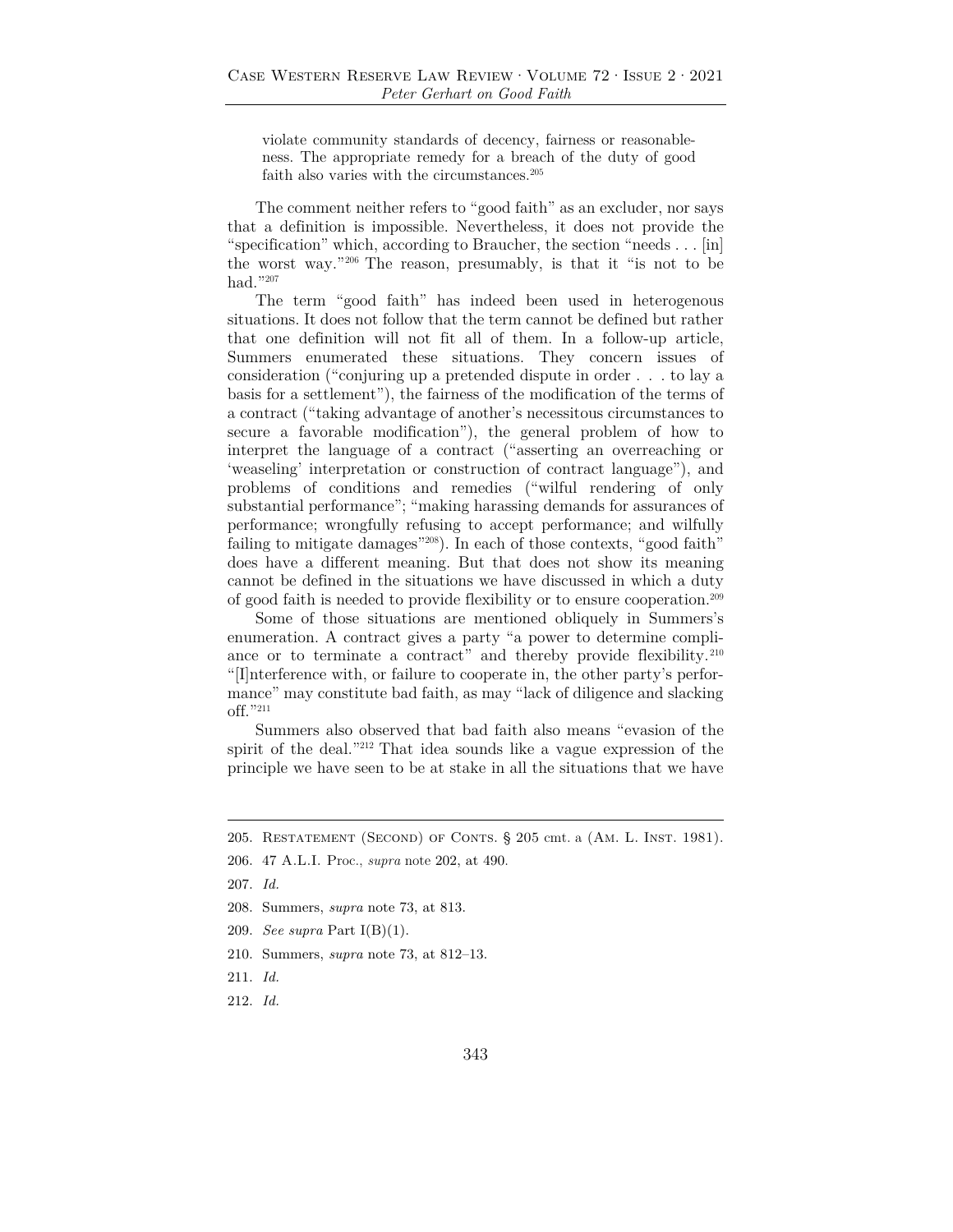> violate community standards of decency, fairness or reasonableness. The appropriate remedy for a breach of the duty of good faith also varies with the circumstances.[205]

The comment neither refers to "good faith" as an excluder, nor says that a definition is impossible. Nevertheless, it does not provide the "specification" which, according to Braucher, the section "needs . . . [in] the worst way."[206] The reason, presumably, is that it "is not to be had."[207]

The term "good faith" has indeed been used in heterogenous situations. It does not follow that the term cannot be defined but rather that one definition will not fit all of them. In a follow-up article, Summers enumerated these situations. They concern issues of consideration ("conjuring up a pretended dispute in order . . . to lay a basis for a settlement"), the fairness of the modification of the terms of a contract ("taking advantage of another's necessitous circumstances to secure a favorable modification"), the general problem of how to interpret the language of a contract ("asserting an overreaching or 'weaseling' interpretation or construction of contract language"), and problems of conditions and remedies ("wilful rendering of only substantial performance"; "making harassing demands for assurances of performance; wrongfully refusing to accept performance; and wilfully failing to mitigate damages"[208]). In each of those contexts, "good faith" does have a different meaning. But that does not show its meaning cannot be defined in the situations we have discussed in which a duty of good faith is needed to provide flexibility or to ensure cooperation.[209]

Some of those situations are mentioned obliquely in Summers's enumeration. A contract gives a party "a power to determine compliance or to terminate a contract" and thereby provide flexibility.[210] "[I]nterference with, or failure to cooperate in, the other party's performance" may constitute bad faith, as may "lack of diligence and slacking off."[211]

Summers also observed that bad faith also means "evasion of the spirit of the deal."[212] That idea sounds like a vague expression of the principle we have seen to be at stake in all the situations that we have

---

205. Restatement (Second) of Conts. § 205 cmt. a (Am. L. Inst. 1981).

206. 47 A.L.I. Proc., *supra* note 202, at 490.

207. *Id.*

208. Summers, *supra* note 73, at 813.

209. *See supra* Part I(B)(1).

210. Summers, *supra* note 73, at 812–13.

211. *Id.*

212. *Id.*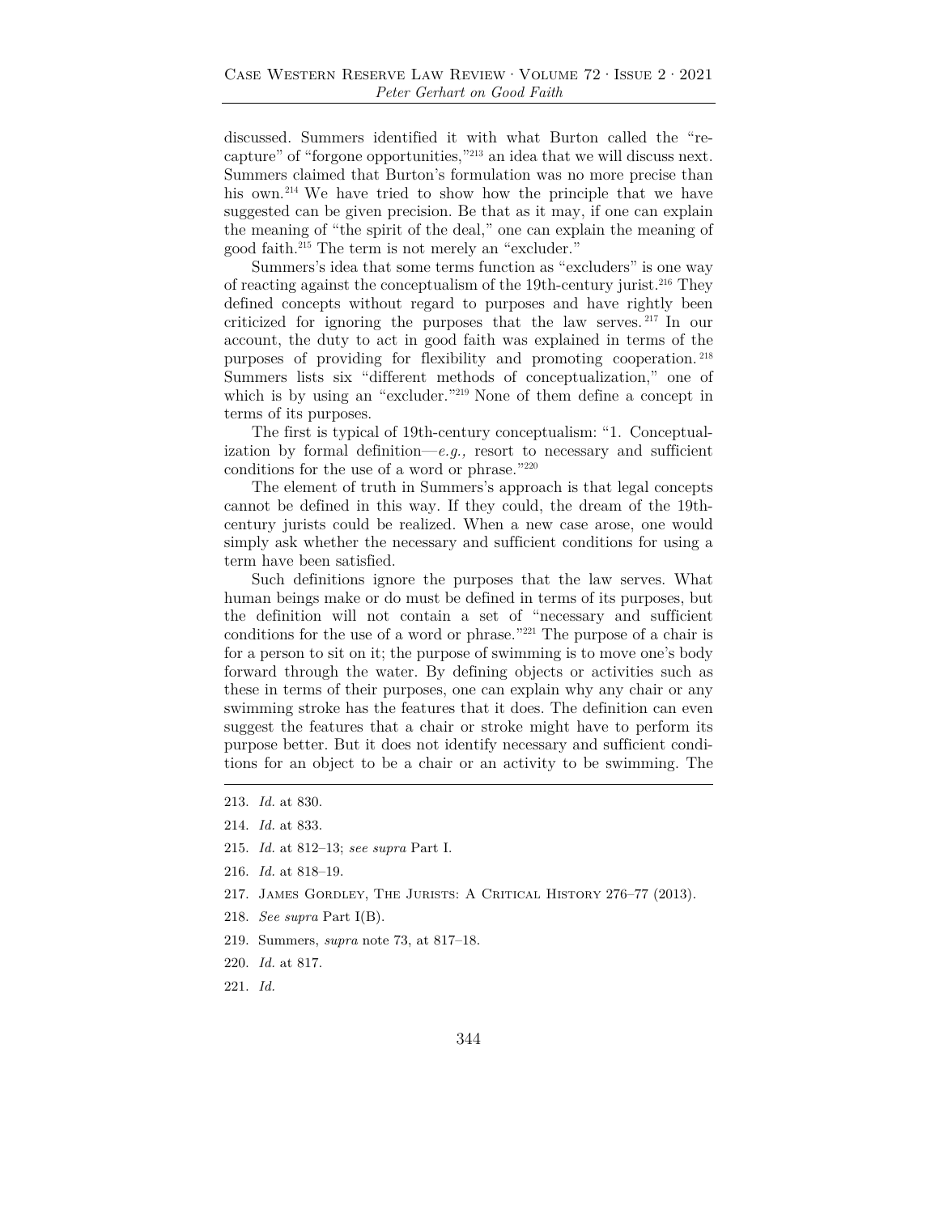discussed. Summers identified it with what Burton called the "recapture" of "forgone opportunities,"[213] an idea that we will discuss next. Summers claimed that Burton's formulation was no more precise than his own.[214] We have tried to show how the principle that we have suggested can be given precision. Be that as it may, if one can explain the meaning of "the spirit of the deal," one can explain the meaning of good faith.[215] The term is not merely an "excluder."

Summers's idea that some terms function as "excluders" is one way of reacting against the conceptualism of the 19th-century jurist.[216] They defined concepts without regard to purposes and have rightly been criticized for ignoring the purposes that the law serves.[217] In our account, the duty to act in good faith was explained in terms of the purposes of providing for flexibility and promoting cooperation.[218] Summers lists six "different methods of conceptualization," one of which is by using an "excluder."[219] None of them define a concept in terms of its purposes.

The first is typical of 19th-century conceptualism: "1. Conceptualization by formal definition—*e.g.,* resort to necessary and sufficient conditions for the use of a word or phrase."[220]

The element of truth in Summers's approach is that legal concepts cannot be defined in this way. If they could, the dream of the 19th-century jurists could be realized. When a new case arose, one would simply ask whether the necessary and sufficient conditions for using a term have been satisfied.

Such definitions ignore the purposes that the law serves. What human beings make or do must be defined in terms of its purposes, but the definition will not contain a set of "necessary and sufficient conditions for the use of a word or phrase."[221] The purpose of a chair is for a person to sit on it; the purpose of swimming is to move one's body forward through the water. By defining objects or activities such as these in terms of their purposes, one can explain why any chair or any swimming stroke has the features that it does. The definition can even suggest the features that a chair or stroke might have to perform its purpose better. But it does not identify necessary and sufficient conditions for an object to be a chair or an activity to be swimming. The

---

213. *Id.* at 830.

214. *Id.* at 833.

215. *Id.* at 812–13; *see supra* Part I.

216. *Id.* at 818–19.

217. James Gordley, The Jurists: A Critical History 276–77 (2013).

218. *See supra* Part I(B).

219. Summers, *supra* note 73, at 817–18.

220. *Id.* at 817.

221. *Id.*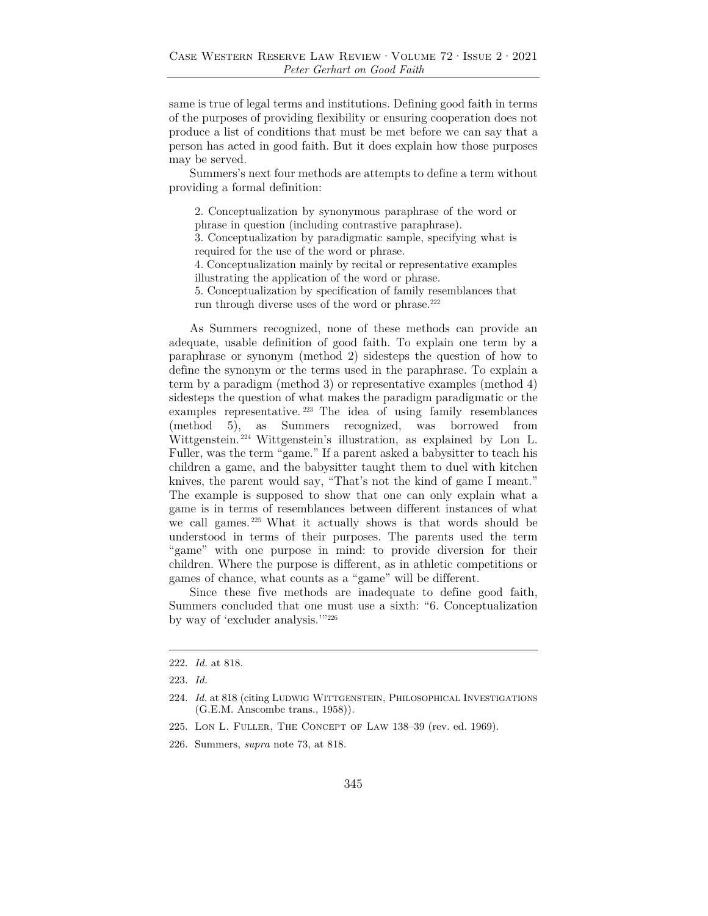same is true of legal terms and institutions. Defining good faith in terms of the purposes of providing flexibility or ensuring cooperation does not produce a list of conditions that must be met before we can say that a person has acted in good faith. But it does explain how those purposes may be served.

Summers's next four methods are attempts to define a term without providing a formal definition:

> 2. Conceptualization by synonymous paraphrase of the word or phrase in question (including contrastive paraphrase).
> 3. Conceptualization by paradigmatic sample, specifying what is required for the use of the word or phrase.
> 4. Conceptualization mainly by recital or representative examples illustrating the application of the word or phrase.
> 5. Conceptualization by specification of family resemblances that run through diverse uses of the word or phrase.[222]

As Summers recognized, none of these methods can provide an adequate, usable definition of good faith. To explain one term by a paraphrase or synonym (method 2) sidesteps the question of how to define the synonym or the terms used in the paraphrase. To explain a term by a paradigm (method 3) or representative examples (method 4) sidesteps the question of what makes the paradigm paradigmatic or the examples representative.[223] The idea of using family resemblances (method 5), as Summers recognized, was borrowed from Wittgenstein.[224] Wittgenstein's illustration, as explained by Lon L. Fuller, was the term "game." If a parent asked a babysitter to teach his children a game, and the babysitter taught them to duel with kitchen knives, the parent would say, "That's not the kind of game I meant." The example is supposed to show that one can only explain what a game is in terms of resemblances between different instances of what we call games.[225] What it actually shows is that words should be understood in terms of their purposes. The parents used the term "game" with one purpose in mind: to provide diversion for their children. Where the purpose is different, as in athletic competitions or games of chance, what counts as a "game" will be different.

Since these five methods are inadequate to define good faith, Summers concluded that one must use a sixth: "6. Conceptualization by way of 'excluder analysis.'"[226]

---

222. *Id.* at 818.

223. *Id.*

224. *Id.* at 818 (citing Ludwig Wittgenstein, Philosophical Investigations (G.E.M. Anscombe trans., 1958)).

225. Lon L. Fuller, The Concept of Law 138–39 (rev. ed. 1969).

226. Summers, *supra* note 73, at 818.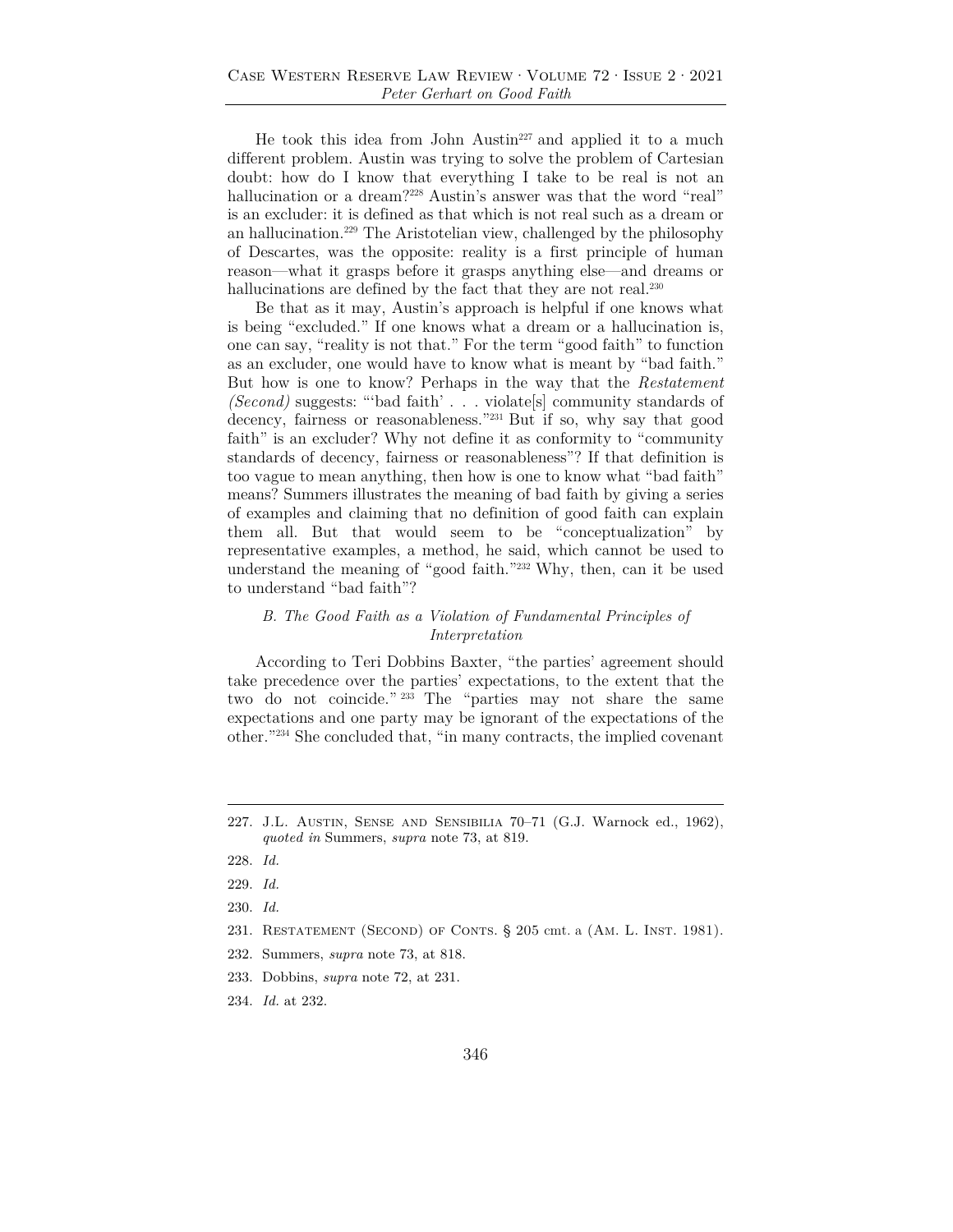He took this idea from John Austin[227] and applied it to a much different problem. Austin was trying to solve the problem of Cartesian doubt: how do I know that everything I take to be real is not an hallucination or a dream?[228] Austin's answer was that the word "real" is an excluder: it is defined as that which is not real such as a dream or an hallucination.[229] The Aristotelian view, challenged by the philosophy of Descartes, was the opposite: reality is a first principle of human reason—what it grasps before it grasps anything else—and dreams or hallucinations are defined by the fact that they are not real.[230]

Be that as it may, Austin's approach is helpful if one knows what is being "excluded." If one knows what a dream or a hallucination is, one can say, "reality is not that." For the term "good faith" to function as an excluder, one would have to know what is meant by "bad faith." But how is one to know? Perhaps in the way that the *Restatement (Second)* suggests: "'bad faith' . . . violate[s] community standards of decency, fairness or reasonableness."[231] But if so, why say that good faith" is an excluder? Why not define it as conformity to "community standards of decency, fairness or reasonableness"? If that definition is too vague to mean anything, then how is one to know what "bad faith" means? Summers illustrates the meaning of bad faith by giving a series of examples and claiming that no definition of good faith can explain them all. But that would seem to be "conceptualization" by representative examples, a method, he said, which cannot be used to understand the meaning of "good faith."[232] Why, then, can it be used to understand "bad faith"?

### *B. The Good Faith as a Violation of Fundamental Principles of Interpretation*

According to Teri Dobbins Baxter, "the parties' agreement should take precedence over the parties' expectations, to the extent that the two do not coincide."[233] The "parties may not share the same expectations and one party may be ignorant of the expectations of the other."[234] She concluded that, "in many contracts, the implied covenant

---

227. J.L. Austin, Sense and Sensibilia 70–71 (G.J. Warnock ed., 1962), *quoted in* Summers, *supra* note 73, at 819.

228. *Id.*

229. *Id.*

230. *Id.*

231. Restatement (Second) of Conts. § 205 cmt. a (Am. L. Inst. 1981).

232. Summers, *supra* note 73, at 818.

233. Dobbins, *supra* note 72, at 231.

234. *Id.* at 232.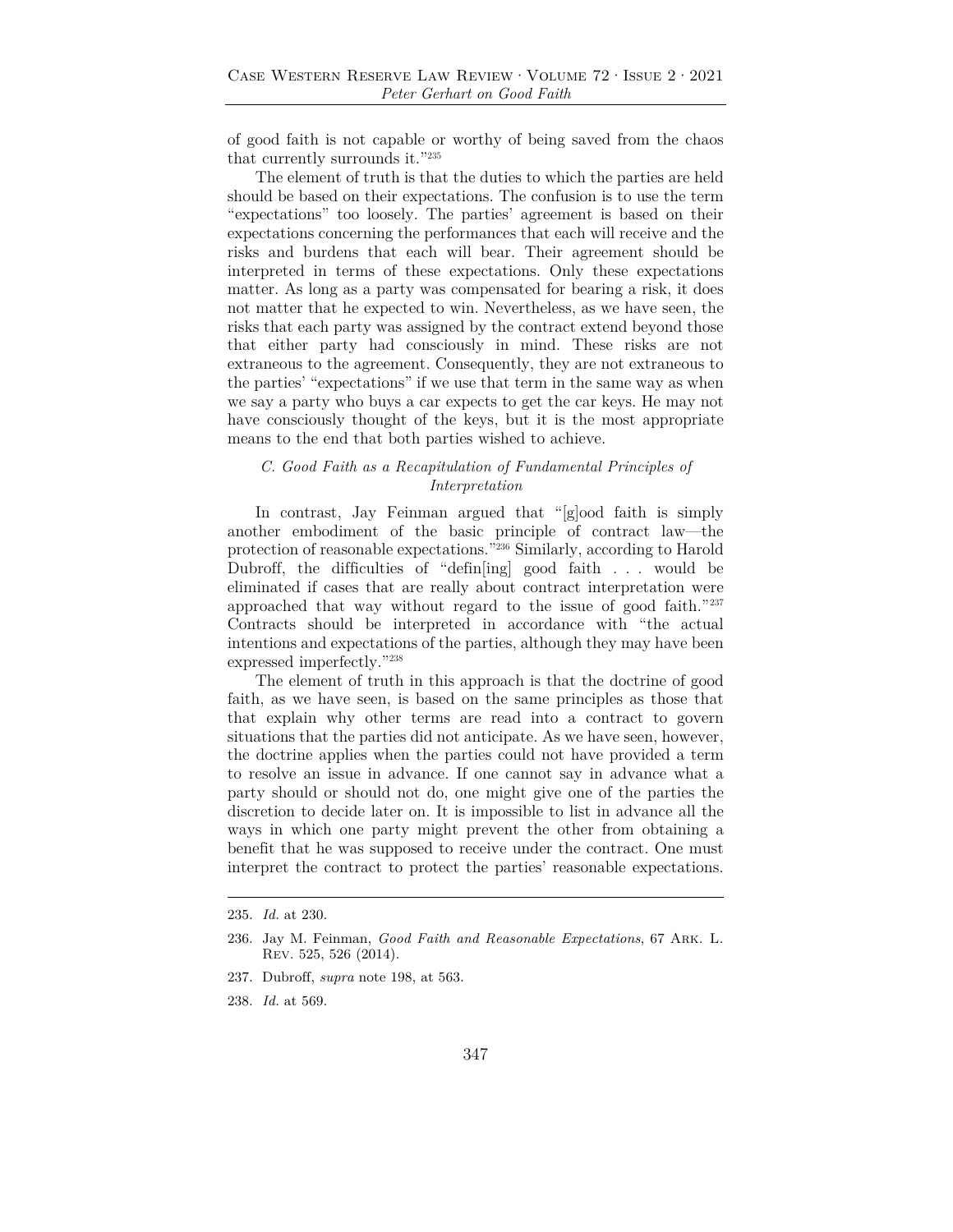of good faith is not capable or worthy of being saved from the chaos that currently surrounds it."[235]

The element of truth is that the duties to which the parties are held should be based on their expectations. The confusion is to use the term "expectations" too loosely. The parties' agreement is based on their expectations concerning the performances that each will receive and the risks and burdens that each will bear. Their agreement should be interpreted in terms of these expectations. Only these expectations matter. As long as a party was compensated for bearing a risk, it does not matter that he expected to win. Nevertheless, as we have seen, the risks that each party was assigned by the contract extend beyond those that either party had consciously in mind. These risks are not extraneous to the agreement. Consequently, they are not extraneous to the parties' "expectations" if we use that term in the same way as when we say a party who buys a car expects to get the car keys. He may not have consciously thought of the keys, but it is the most appropriate means to the end that both parties wished to achieve.

### *C. Good Faith as a Recapitulation of Fundamental Principles of Interpretation*

In contrast, Jay Feinman argued that "[g]ood faith is simply another embodiment of the basic principle of contract law—the protection of reasonable expectations."[236] Similarly, according to Harold Dubroff, the difficulties of "defin[ing] good faith . . . would be eliminated if cases that are really about contract interpretation were approached that way without regard to the issue of good faith."[237] Contracts should be interpreted in accordance with "the actual intentions and expectations of the parties, although they may have been expressed imperfectly."[238]

The element of truth in this approach is that the doctrine of good faith, as we have seen, is based on the same principles as those that that explain why other terms are read into a contract to govern situations that the parties did not anticipate. As we have seen, however, the doctrine applies when the parties could not have provided a term to resolve an issue in advance. If one cannot say in advance what a party should or should not do, one might give one of the parties the discretion to decide later on. It is impossible to list in advance all the ways in which one party might prevent the other from obtaining a benefit that he was supposed to receive under the contract. One must interpret the contract to protect the parties' reasonable expectations.

---

235. *Id.* at 230.

236. Jay M. Feinman, *Good Faith and Reasonable Expectations*, 67 Ark. L. Rev. 525, 526 (2014).

237. Dubroff, *supra* note 198, at 563.

238. *Id.* at 569.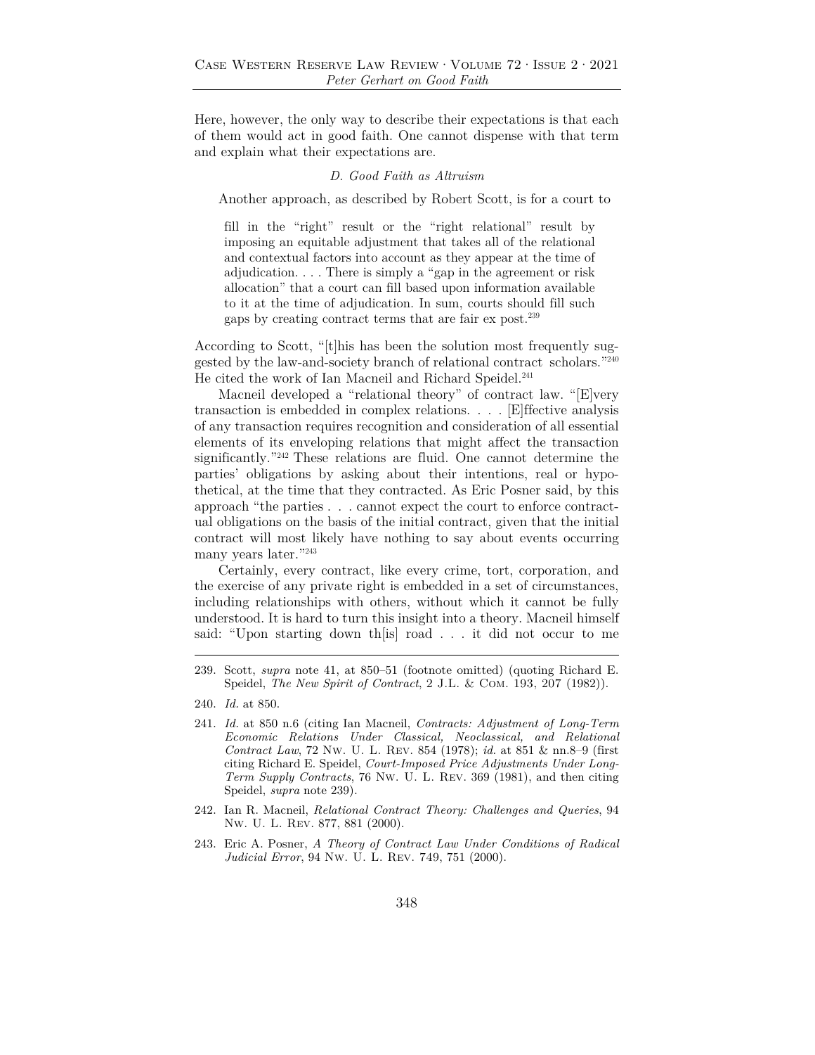Here, however, the only way to describe their expectations is that each of them would act in good faith. One cannot dispense with that term and explain what their expectations are.

### *D. Good Faith as Altruism*

Another approach, as described by Robert Scott, is for a court to

> fill in the "right" result or the "right relational" result by imposing an equitable adjustment that takes all of the relational and contextual factors into account as they appear at the time of adjudication. . . . There is simply a "gap in the agreement or risk allocation" that a court can fill based upon information available to it at the time of adjudication. In sum, courts should fill such gaps by creating contract terms that are fair ex post.[239]

According to Scott, "[t]his has been the solution most frequently suggested by the law-and-society branch of relational contract scholars."[240] He cited the work of Ian Macneil and Richard Speidel.[241]

Macneil developed a "relational theory" of contract law. "[E]very transaction is embedded in complex relations. . . . [E]ffective analysis of any transaction requires recognition and consideration of all essential elements of its enveloping relations that might affect the transaction significantly."[242] These relations are fluid. One cannot determine the parties' obligations by asking about their intentions, real or hypothetical, at the time that they contracted. As Eric Posner said, by this approach "the parties . . . cannot expect the court to enforce contractual obligations on the basis of the initial contract, given that the initial contract will most likely have nothing to say about events occurring many years later."[243]

Certainly, every contract, like every crime, tort, corporation, and the exercise of any private right is embedded in a set of circumstances, including relationships with others, without which it cannot be fully understood. It is hard to turn this insight into a theory. Macneil himself said: "Upon starting down th[is] road . . . it did not occur to me

---

239. Scott, *supra* note 41, at 850–51 (footnote omitted) (quoting Richard E. Speidel, *The New Spirit of Contract*, 2 J.L. & Com. 193, 207 (1982)).

240. *Id.* at 850.

241. *Id.* at 850 n.6 (citing Ian Macneil, *Contracts: Adjustment of Long-Term Economic Relations Under Classical, Neoclassical, and Relational Contract Law*, 72 Nw. U. L. Rev. 854 (1978); *id.* at 851 & nn.8–9 (first citing Richard E. Speidel, *Court-Imposed Price Adjustments Under Long-Term Supply Contracts*, 76 Nw. U. L. Rev. 369 (1981), and then citing Speidel, *supra* note 239).

242. Ian R. Macneil, *Relational Contract Theory: Challenges and Queries*, 94 Nw. U. L. Rev. 877, 881 (2000).

243. Eric A. Posner, *A Theory of Contract Law Under Conditions of Radical Judicial Error*, 94 Nw. U. L. Rev. 749, 751 (2000).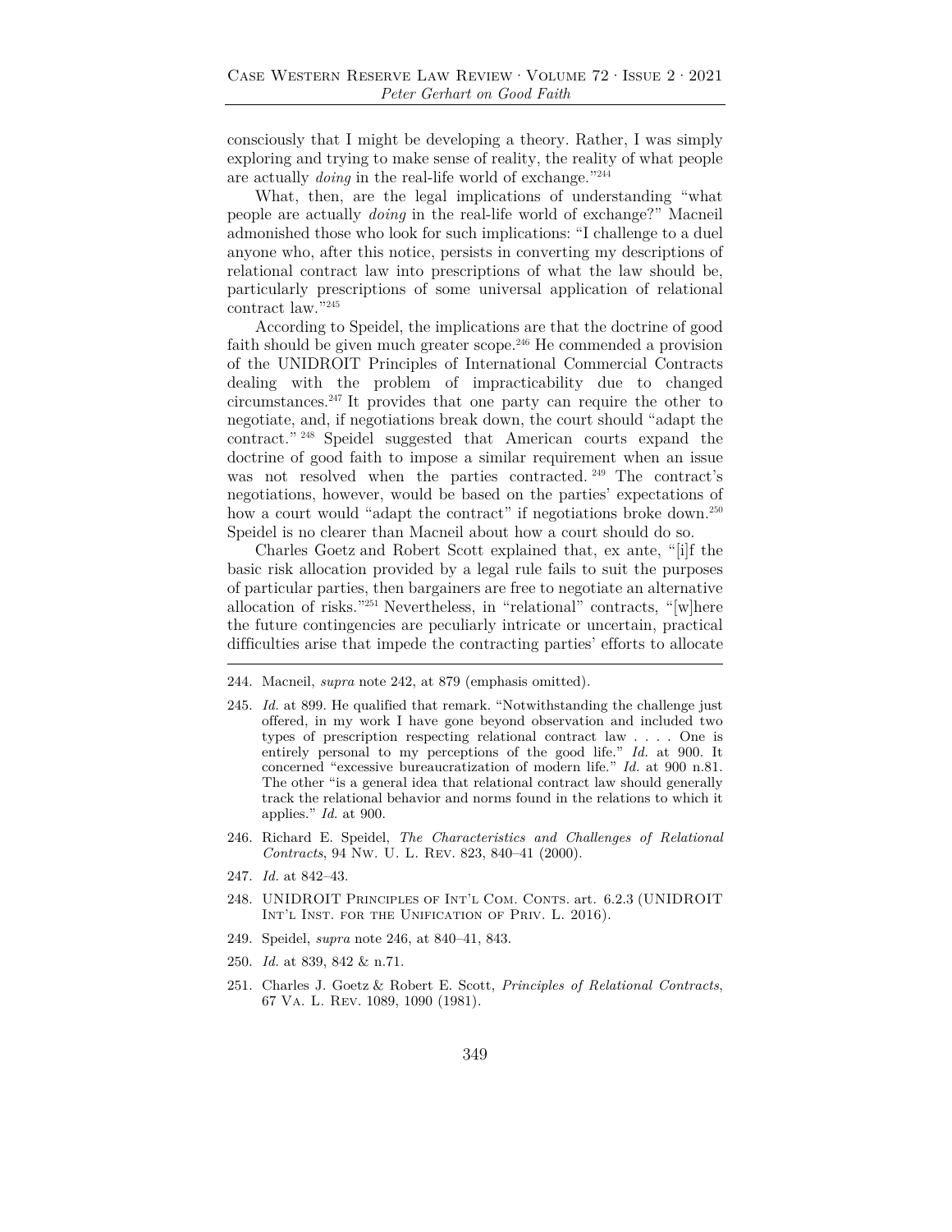consciously that I might be developing a theory. Rather, I was simply exploring and trying to make sense of reality, the reality of what people are actually *doing* in the real-life world of exchange."[244]

What, then, are the legal implications of understanding "what people are actually *doing* in the real-life world of exchange?" Macneil admonished those who look for such implications: "I challenge to a duel anyone who, after this notice, persists in converting my descriptions of relational contract law into prescriptions of what the law should be, particularly prescriptions of some universal application of relational contract law."[245]

According to Speidel, the implications are that the doctrine of good faith should be given much greater scope.[246] He commended a provision of the UNIDROIT Principles of International Commercial Contracts dealing with the problem of impracticability due to changed circumstances.[247] It provides that one party can require the other to negotiate, and, if negotiations break down, the court should "adapt the contract."[248] Speidel suggested that American courts expand the doctrine of good faith to impose a similar requirement when an issue was not resolved when the parties contracted.[249] The contract's negotiations, however, would be based on the parties' expectations of how a court would "adapt the contract" if negotiations broke down.[250] Speidel is no clearer than Macneil about how a court should do so.

Charles Goetz and Robert Scott explained that, ex ante, "[i]f the basic risk allocation provided by a legal rule fails to suit the purposes of particular parties, then bargainers are free to negotiate an alternative allocation of risks."[251] Nevertheless, in "relational" contracts, "[w]here the future contingencies are peculiarly intricate or uncertain, practical difficulties arise that impede the contracting parties' efforts to allocate

---

244. Macneil, *supra* note 242, at 879 (emphasis omitted).

245. *Id.* at 899. He qualified that remark. "Notwithstanding the challenge just offered, in my work I have gone beyond observation and included two types of prescription respecting relational contract law . . . . One is entirely personal to my perceptions of the good life." *Id.* at 900. It concerned "excessive bureaucratization of modern life." *Id.* at 900 n.81. The other "is a general idea that relational contract law should generally track the relational behavior and norms found in the relations to which it applies." *Id.* at 900.

246. Richard E. Speidel, *The Characteristics and Challenges of Relational Contracts*, 94 Nw. U. L. Rev. 823, 840–41 (2000).

247. *Id.* at 842–43.

248. UNIDROIT Principles of Int'l Com. Conts. art. 6.2.3 (UNIDROIT Int'l Inst. for the Unification of Priv. L. 2016).

249. Speidel, *supra* note 246, at 840–41, 843.

250. *Id.* at 839, 842 & n.71.

251. Charles J. Goetz & Robert E. Scott, *Principles of Relational Contracts*, 67 Va. L. Rev. 1089, 1090 (1981).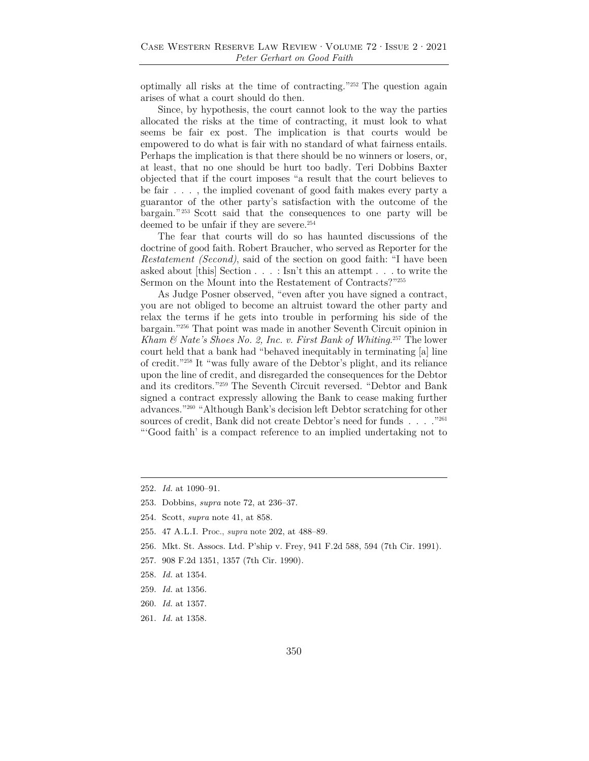optimally all risks at the time of contracting."[252] The question again arises of what a court should do then.

Since, by hypothesis, the court cannot look to the way the parties allocated the risks at the time of contracting, it must look to what seems be fair ex post. The implication is that courts would be empowered to do what is fair with no standard of what fairness entails. Perhaps the implication is that there should be no winners or losers, or, at least, that no one should be hurt too badly. Teri Dobbins Baxter objected that if the court imposes "a result that the court believes to be fair . . . , the implied covenant of good faith makes every party a guarantor of the other party's satisfaction with the outcome of the bargain."[253] Scott said that the consequences to one party will be deemed to be unfair if they are severe.[254]

The fear that courts will do so has haunted discussions of the doctrine of good faith. Robert Braucher, who served as Reporter for the *Restatement (Second)*, said of the section on good faith: "I have been asked about [this] Section . . . : Isn't this an attempt . . . to write the Sermon on the Mount into the Restatement of Contracts?"[255]

As Judge Posner observed, "even after you have signed a contract, you are not obliged to become an altruist toward the other party and relax the terms if he gets into trouble in performing his side of the bargain."[256] That point was made in another Seventh Circuit opinion in *Kham & Nate's Shoes No. 2, Inc. v. First Bank of Whiting*.[257] The lower court held that a bank had "behaved inequitably in terminating [a] line of credit."[258] It "was fully aware of the Debtor's plight, and its reliance upon the line of credit, and disregarded the consequences for the Debtor and its creditors."[259] The Seventh Circuit reversed. "Debtor and Bank signed a contract expressly allowing the Bank to cease making further advances."[260] "Although Bank's decision left Debtor scratching for other sources of credit, Bank did not create Debtor's need for funds . . . ."[261] "'Good faith' is a compact reference to an implied undertaking not to

---

252. *Id.* at 1090–91.

253. Dobbins, *supra* note 72, at 236–37.

254. Scott, *supra* note 41, at 858.

255. 47 A.L.I. Proc., *supra* note 202, at 488–89.

256. Mkt. St. Assocs. Ltd. P'ship v. Frey, 941 F.2d 588, 594 (7th Cir. 1991).

257. 908 F.2d 1351, 1357 (7th Cir. 1990).

258. *Id.* at 1354.

259. *Id.* at 1356.

260. *Id.* at 1357.

261. *Id.* at 1358.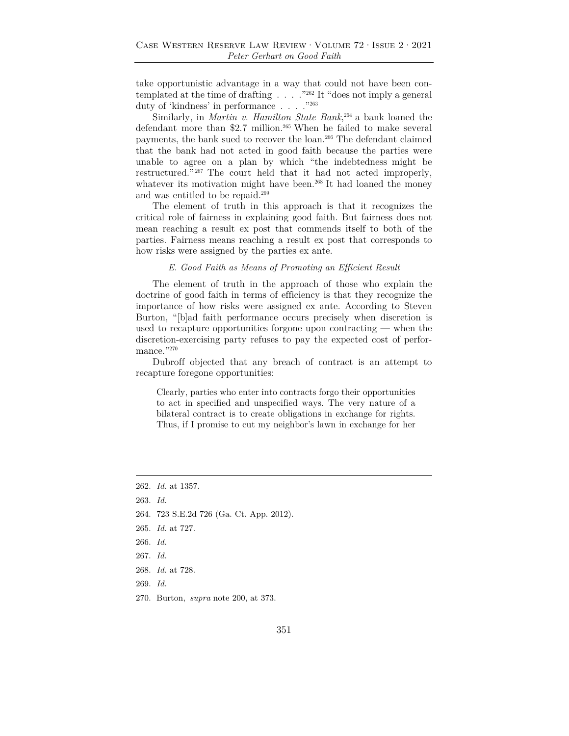take opportunistic advantage in a way that could not have been contemplated at the time of drafting . . . ."[262] It "does not imply a general duty of 'kindness' in performance . . . ."[263]

Similarly, in *Martin v. Hamilton State Bank*,[264] a bank loaned the defendant more than $2.7 million.[265] When he failed to make several payments, the bank sued to recover the loan.[266] The defendant claimed that the bank had not acted in good faith because the parties were unable to agree on a plan by which "the indebtedness might be restructured."[267] The court held that it had not acted improperly, whatever its motivation might have been.[268] It had loaned the money and was entitled to be repaid.[269]

The element of truth in this approach is that it recognizes the critical role of fairness in explaining good faith. But fairness does not mean reaching a result ex post that commends itself to both of the parties. Fairness means reaching a result ex post that corresponds to how risks were assigned by the parties ex ante.

### *E. Good Faith as Means of Promoting an Efficient Result*

The element of truth in the approach of those who explain the doctrine of good faith in terms of efficiency is that they recognize the importance of how risks were assigned ex ante. According to Steven Burton, "[b]ad faith performance occurs precisely when discretion is used to recapture opportunities forgone upon contracting — when the discretion-exercising party refuses to pay the expected cost of performance."[270]

Dubroff objected that any breach of contract is an attempt to recapture foregone opportunities:

> Clearly, parties who enter into contracts forgo their opportunities to act in specified and unspecified ways. The very nature of a bilateral contract is to create obligations in exchange for rights. Thus, if I promise to cut my neighbor's lawn in exchange for her

---

262. *Id.* at 1357.

263. *Id.*

264. 723 S.E.2d 726 (Ga. Ct. App. 2012).

265. *Id.* at 727.

266. *Id.*

267. *Id.*

268. *Id.* at 728.

269. *Id.*

270. Burton, *supra* note 200, at 373.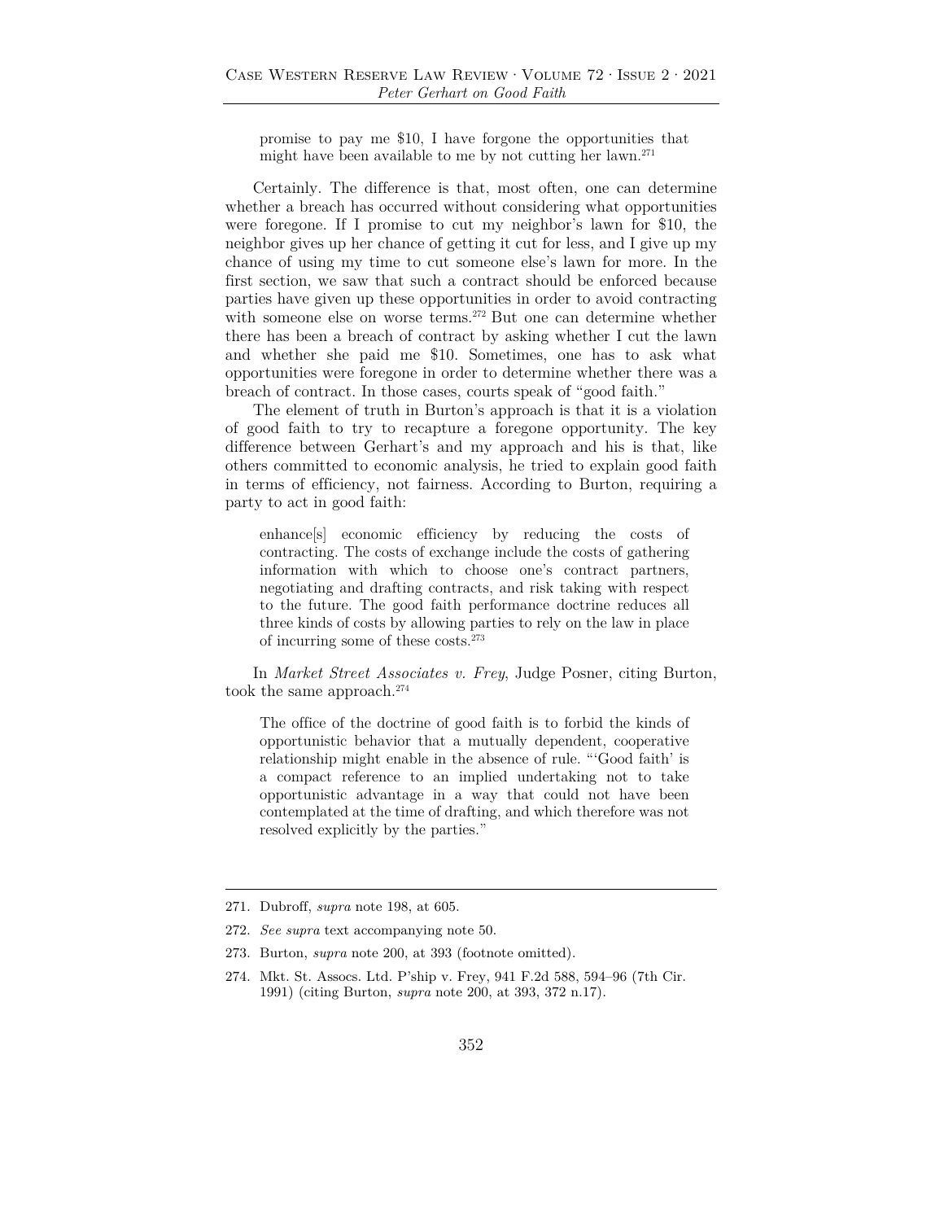> promise to pay me $10, I have forgone the opportunities that might have been available to me by not cutting her lawn.[271]

Certainly. The difference is that, most often, one can determine whether a breach has occurred without considering what opportunities were foregone. If I promise to cut my neighbor's lawn for $10, the neighbor gives up her chance of getting it cut for less, and I give up my chance of using my time to cut someone else's lawn for more. In the first section, we saw that such a contract should be enforced because parties have given up these opportunities in order to avoid contracting with someone else on worse terms.[272] But one can determine whether there has been a breach of contract by asking whether I cut the lawn and whether she paid me $10. Sometimes, one has to ask what opportunities were foregone in order to determine whether there was a breach of contract. In those cases, courts speak of "good faith."

The element of truth in Burton's approach is that it is a violation of good faith to try to recapture a foregone opportunity. The key difference between Gerhart's and my approach and his is that, like others committed to economic analysis, he tried to explain good faith in terms of efficiency, not fairness. According to Burton, requiring a party to act in good faith:

> enhance[s] economic efficiency by reducing the costs of contracting. The costs of exchange include the costs of gathering information with which to choose one's contract partners, negotiating and drafting contracts, and risk taking with respect to the future. The good faith performance doctrine reduces all three kinds of costs by allowing parties to rely on the law in place of incurring some of these costs.[273]

In *Market Street Associates v. Frey*, Judge Posner, citing Burton, took the same approach.[274]

> The office of the doctrine of good faith is to forbid the kinds of opportunistic behavior that a mutually dependent, cooperative relationship might enable in the absence of rule. "'Good faith' is a compact reference to an implied undertaking not to take opportunistic advantage in a way that could not have been contemplated at the time of drafting, and which therefore was not resolved explicitly by the parties."

---

271. Dubroff, *supra* note 198, at 605.

272. *See supra* text accompanying note 50.

273. Burton, *supra* note 200, at 393 (footnote omitted).

274. Mkt. St. Assocs. Ltd. P'ship v. Frey, 941 F.2d 588, 594–96 (7th Cir. 1991) (citing Burton, *supra* note 200, at 393, 372 n.17).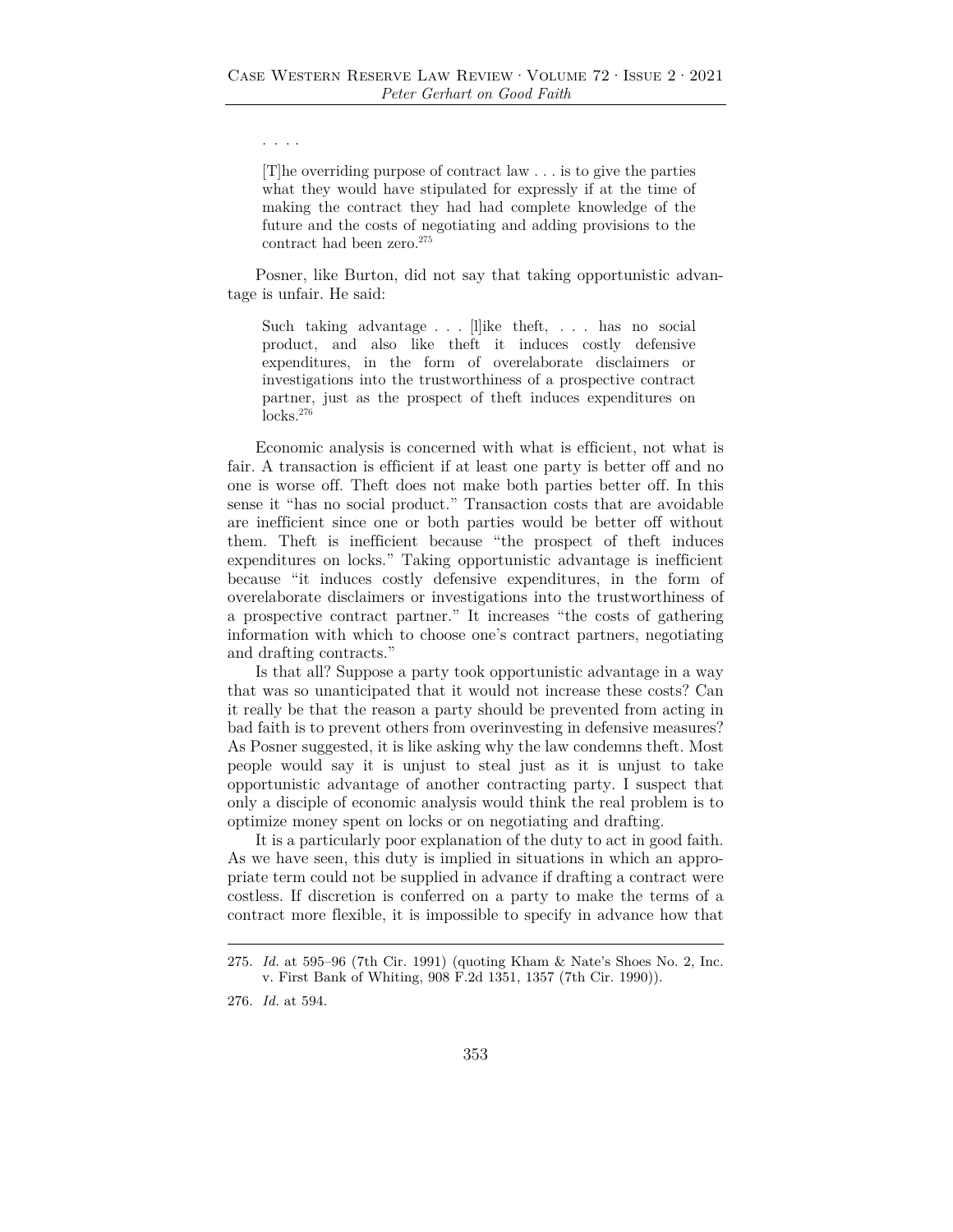> . . . .
>
> [T]he overriding purpose of contract law . . . is to give the parties what they would have stipulated for expressly if at the time of making the contract they had had complete knowledge of the future and the costs of negotiating and adding provisions to the contract had been zero.[275]

Posner, like Burton, did not say that taking opportunistic advantage is unfair. He said:

> Such taking advantage . . . [l]ike theft, . . . has no social product, and also like theft it induces costly defensive expenditures, in the form of overelaborate disclaimers or investigations into the trustworthiness of a prospective contract partner, just as the prospect of theft induces expenditures on locks.[276]

Economic analysis is concerned with what is efficient, not what is fair. A transaction is efficient if at least one party is better off and no one is worse off. Theft does not make both parties better off. In this sense it "has no social product." Transaction costs that are avoidable are inefficient since one or both parties would be better off without them. Theft is inefficient because "the prospect of theft induces expenditures on locks." Taking opportunistic advantage is inefficient because "it induces costly defensive expenditures, in the form of overelaborate disclaimers or investigations into the trustworthiness of a prospective contract partner." It increases "the costs of gathering information with which to choose one's contract partners, negotiating and drafting contracts."

Is that all? Suppose a party took opportunistic advantage in a way that was so unanticipated that it would not increase these costs? Can it really be that the reason a party should be prevented from acting in bad faith is to prevent others from overinvesting in defensive measures? As Posner suggested, it is like asking why the law condemns theft. Most people would say it is unjust to steal just as it is unjust to take opportunistic advantage of another contracting party. I suspect that only a disciple of economic analysis would think the real problem is to optimize money spent on locks or on negotiating and drafting.

It is a particularly poor explanation of the duty to act in good faith. As we have seen, this duty is implied in situations in which an appropriate term could not be supplied in advance if drafting a contract were costless. If discretion is conferred on a party to make the terms of a contract more flexible, it is impossible to specify in advance how that

---

275. *Id.* at 595–96 (7th Cir. 1991) (quoting Kham & Nate's Shoes No. 2, Inc. v. First Bank of Whiting, 908 F.2d 1351, 1357 (7th Cir. 1990)).

276. *Id.* at 594.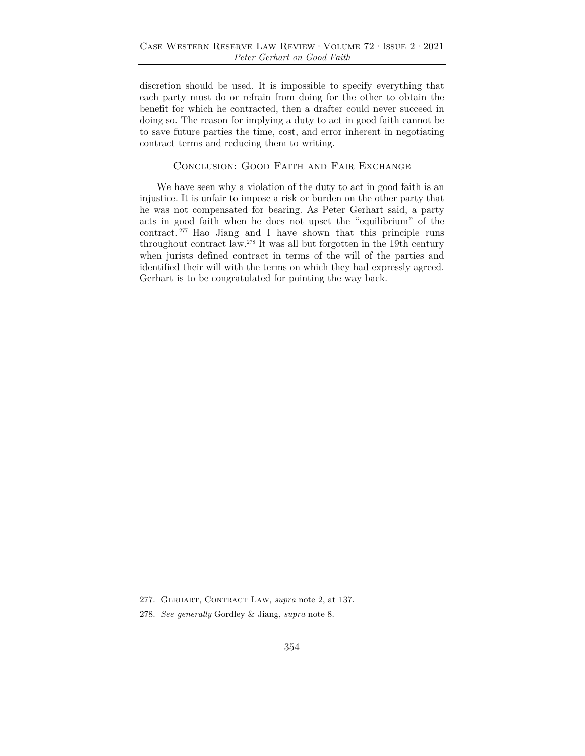discretion should be used. It is impossible to specify everything that each party must do or refrain from doing for the other to obtain the benefit for which he contracted, then a drafter could never succeed in doing so. The reason for implying a duty to act in good faith cannot be to save future parties the time, cost, and error inherent in negotiating contract terms and reducing them to writing.

## Conclusion: Good Faith and Fair Exchange

We have seen why a violation of the duty to act in good faith is an injustice. It is unfair to impose a risk or burden on the other party that he was not compensated for bearing. As Peter Gerhart said, a party acts in good faith when he does not upset the "equilibrium" of the contract.[277] Hao Jiang and I have shown that this principle runs throughout contract law.[278] It was all but forgotten in the 19th century when jurists defined contract in terms of the will of the parties and identified their will with the terms on which they had expressly agreed. Gerhart is to be congratulated for pointing the way back.

---

277. Gerhart, Contract Law, *supra* note 2, at 137.

278. *See generally* Gordley & Jiang, *supra* note 8.